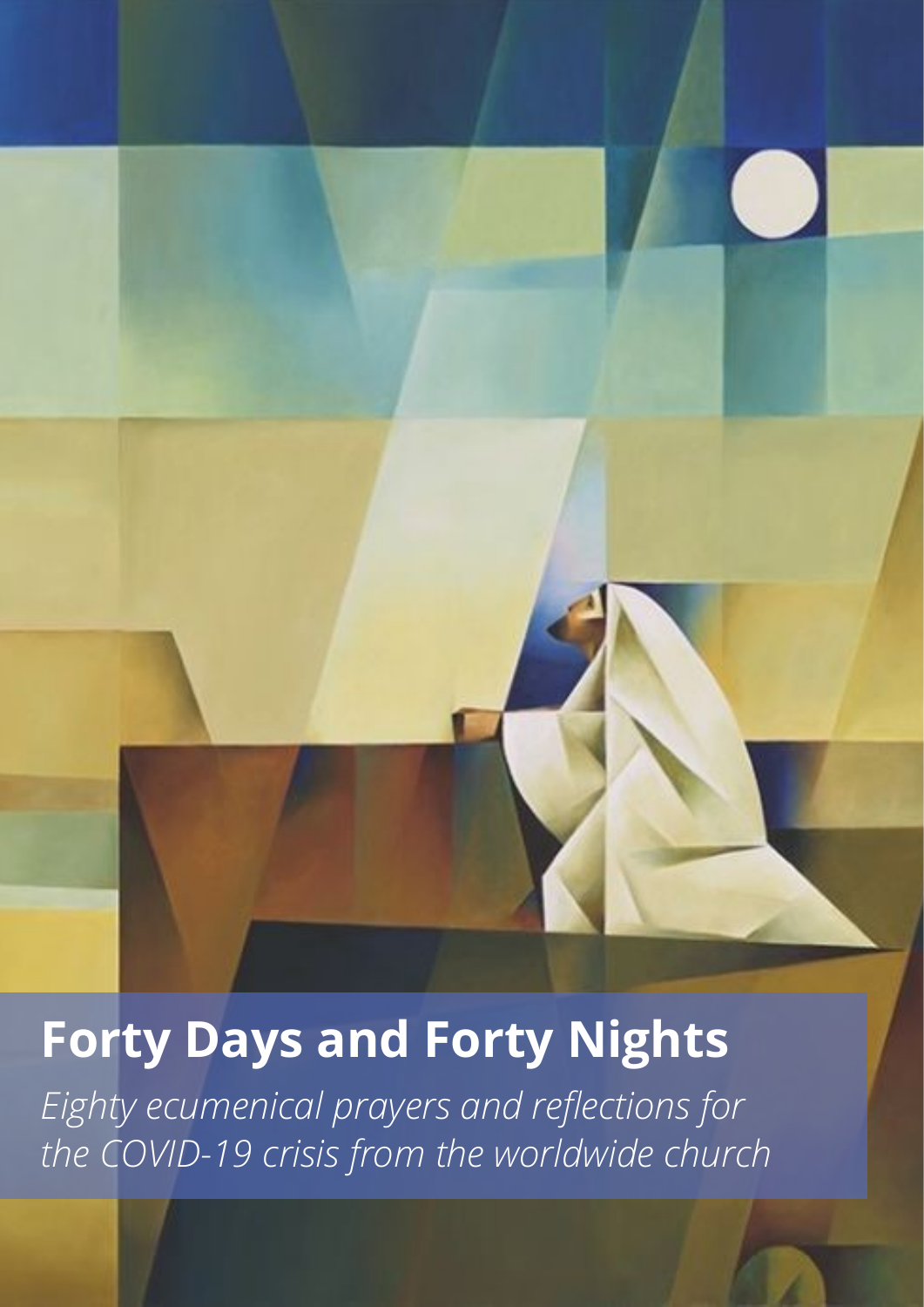# Forty Days and Forty Nights

*Eighty ecumenical prayers and reflections for the COVID-19 crisis from the worldwide church*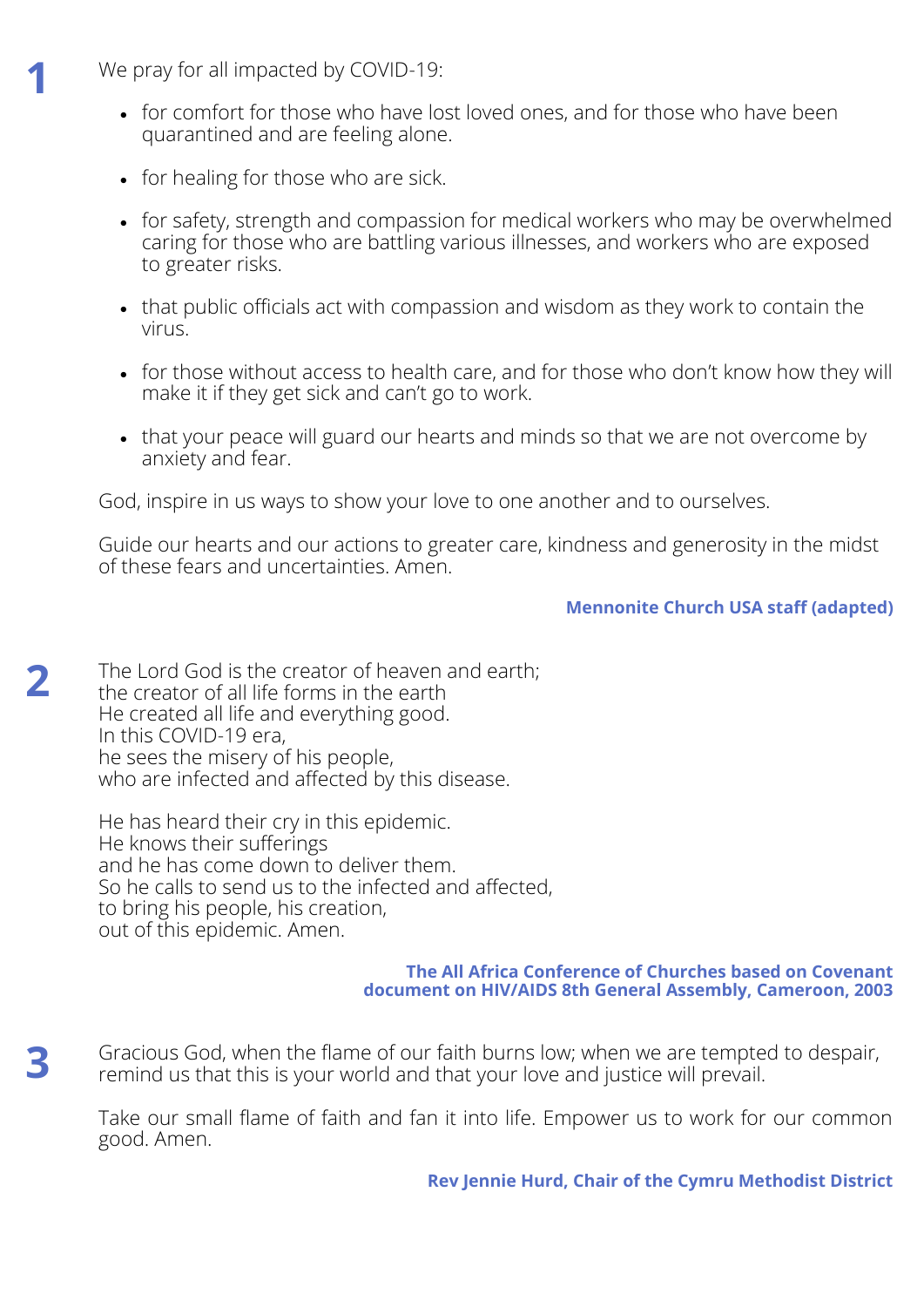**1**

We pray for all impacted by COVID-19:

- for comfort for those who have lost loved ones, and for those who have been quarantined and are feeling alone.
- for healing for those who are sick.
- for safety, strength and compassion for medical workers who may be overwhelmed caring for those who are battling various illnesses, and workers who are exposed to greater risks.
- that public officials act with compassion and wisdom as they work to contain the virus.
- for those without access to health care, and for those who don't know how they will make it if they get sick and can't go to work.
- that your peace will guard our hearts and minds so that we are not overcome by anxiety and fear.

God, inspire in us ways to show your love to one another and to ourselves.

Guide our hearts and our actions to greater care, kindness and generosity in the midst of these fears and uncertainties. Amen.

**Mennonite Church USA staff (adapted)**

**2**

The Lord God is the creator of heaven and earth;
the creator of all life forms in the earth
He created all life and everything good.
In this COVID-19 era,
he sees the misery of his people,
who are infected and affected by this disease.

He has heard their cry in this epidemic.
He knows their sufferings
and he has come down to deliver them.
So he calls to send us to the infected and affected,
to bring his people, his creation,
out of this epidemic. Amen.

**The All Africa Conference of Churches based on Covenant document on HIV/AIDS 8th General Assembly, Cameroon, 2003**

**3**

Gracious God, when the flame of our faith burns low; when we are tempted to despair, remind us that this is your world and that your love and justice will prevail.

Take our small flame of faith and fan it into life. Empower us to work for our common good. Amen.

**Rev Jennie Hurd, Chair of the Cymru Methodist District**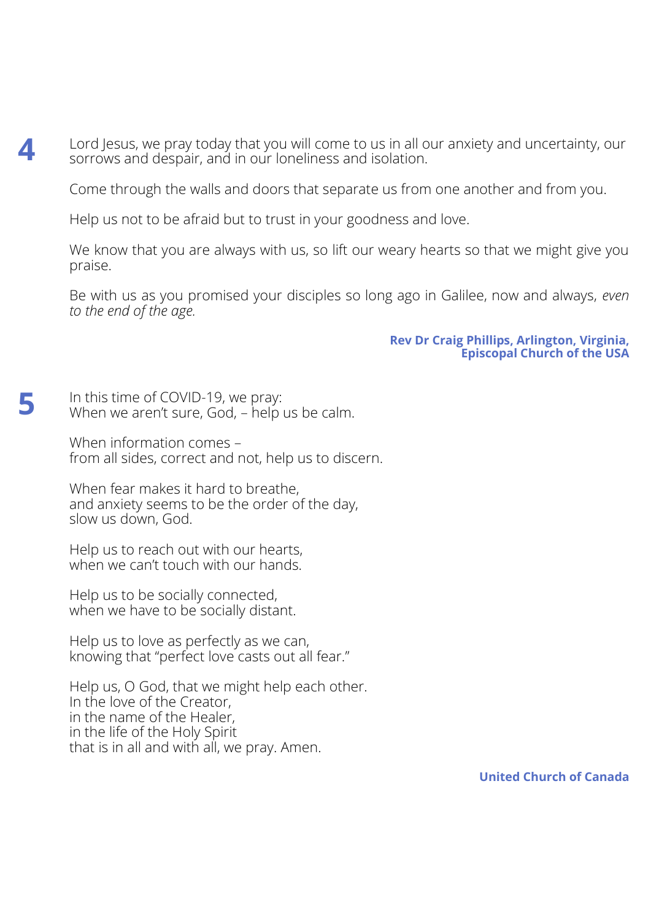**4**

Lord Jesus, we pray today that you will come to us in all our anxiety and uncertainty, our sorrows and despair, and in our loneliness and isolation.

Come through the walls and doors that separate us from one another and from you.

Help us not to be afraid but to trust in your goodness and love.

We know that you are always with us, so lift our weary hearts so that we might give you praise.

Be with us as you promised your disciples so long ago in Galilee, now and always, *even to the end of the age.*

**Rev Dr Craig Phillips, Arlington, Virginia, Episcopal Church of the USA**

**5**

In this time of COVID-19, we pray:
When we aren't sure, God, – help us be calm.

When information comes –
from all sides, correct and not, help us to discern.

When fear makes it hard to breathe,
and anxiety seems to be the order of the day,
slow us down, God.

Help us to reach out with our hearts,
when we can't touch with our hands.

Help us to be socially connected,
when we have to be socially distant.

Help us to love as perfectly as we can,
knowing that "perfect love casts out all fear."

Help us, O God, that we might help each other.
In the love of the Creator,
in the name of the Healer,
in the life of the Holy Spirit
that is in all and with all, we pray. Amen.

**United Church of Canada**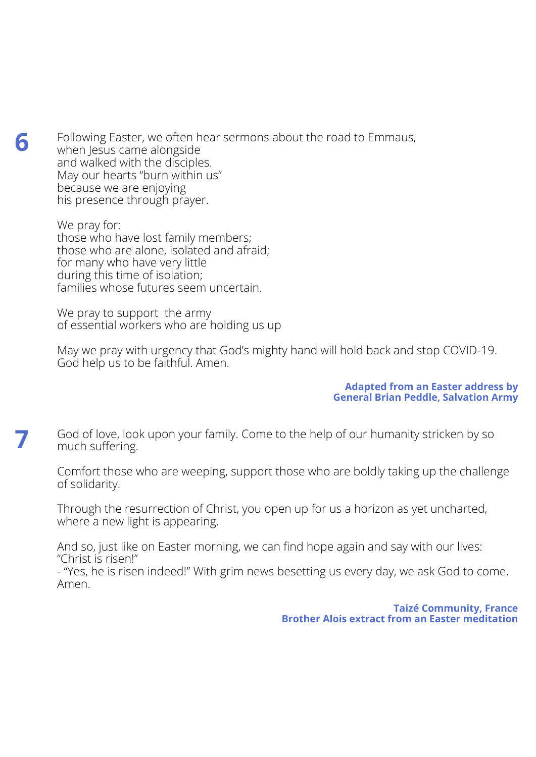**6**

Following Easter, we often hear sermons about the road to Emmaus,  
when Jesus came alongside  
and walked with the disciples.  
May our hearts "burn within us"  
because we are enjoying  
his presence through prayer.

We pray for:  
those who have lost family members;  
those who are alone, isolated and afraid;  
for many who have very little  
during this time of isolation;  
families whose futures seem uncertain.

We pray to support the army  
of essential workers who are holding us up

May we pray with urgency that God's mighty hand will hold back and stop COVID-19.  
God help us to be faithful. Amen.

**Adapted from an Easter address by**  
**General Brian Peddle, Salvation Army**

**7**

God of love, look upon your family. Come to the help of our humanity stricken by so much suffering.

Comfort those who are weeping, support those who are boldly taking up the challenge of solidarity.

Through the resurrection of Christ, you open up for us a horizon as yet uncharted, where a new light is appearing.

And so, just like on Easter morning, we can find hope again and say with our lives: "Christ is risen!"  
- "Yes, he is risen indeed!" With grim news besetting us every day, we ask God to come. Amen.

**Taizé Community, France**  
**Brother Alois extract from an Easter meditation**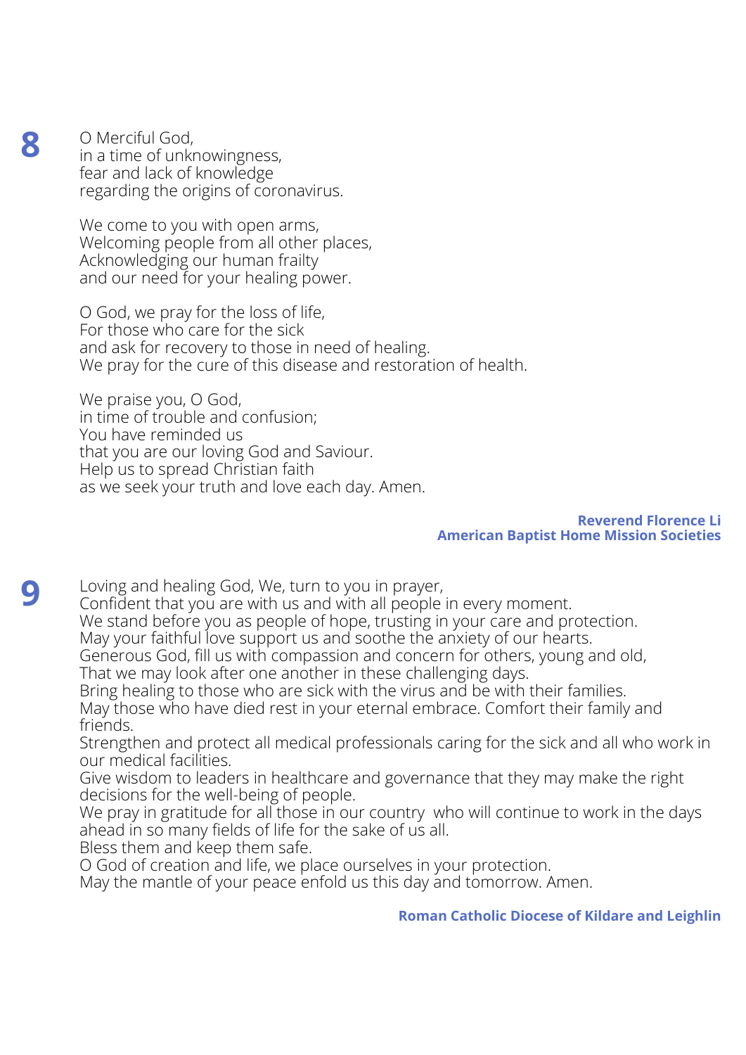**8**

O Merciful God,
in a time of unknowingness,
fear and lack of knowledge
regarding the origins of coronavirus.

We come to you with open arms,
Welcoming people from all other places,
Acknowledging our human frailty
and our need for your healing power.

O God, we pray for the loss of life,
For those who care for the sick
and ask for recovery to those in need of healing.
We pray for the cure of this disease and restoration of health.

We praise you, O God,
in time of trouble and confusion;
You have reminded us
that you are our loving God and Saviour.
Help us to spread Christian faith
as we seek your truth and love each day. Amen.

**Reverend Florence Li**
**American Baptist Home Mission Societies**

**9**

Loving and healing God, We, turn to you in prayer,
Confident that you are with us and with all people in every moment.
We stand before you as people of hope, trusting in your care and protection.
May your faithful love support us and soothe the anxiety of our hearts.
Generous God, fill us with compassion and concern for others, young and old,
That we may look after one another in these challenging days.
Bring healing to those who are sick with the virus and be with their families.
May those who have died rest in your eternal embrace. Comfort their family and friends.
Strengthen and protect all medical professionals caring for the sick and all who work in our medical facilities.
Give wisdom to leaders in healthcare and governance that they may make the right decisions for the well-being of people.
We pray in gratitude for all those in our country who will continue to work in the days ahead in so many fields of life for the sake of us all.
Bless them and keep them safe.
O God of creation and life, we place ourselves in your protection.
May the mantle of your peace enfold us this day and tomorrow. Amen.

**Roman Catholic Diocese of Kildare and Leighlin**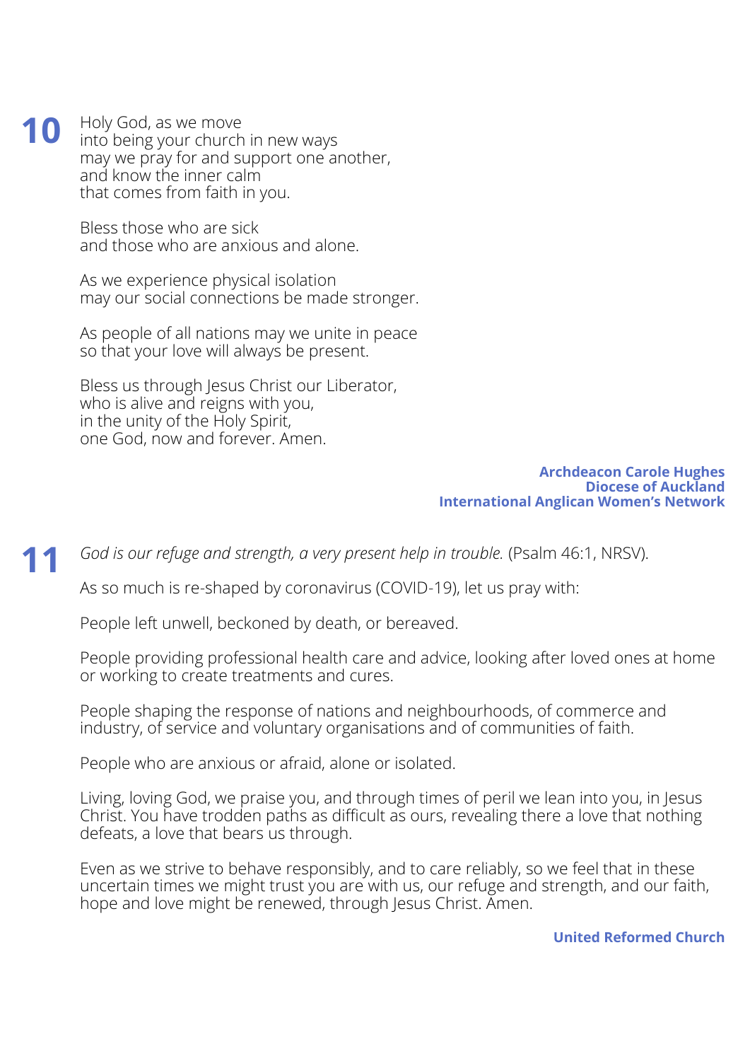**10**

Holy God, as we move  
into being your church in new ways  
may we pray for and support one another,  
and know the inner calm  
that comes from faith in you.

Bless those who are sick  
and those who are anxious and alone.

As we experience physical isolation  
may our social connections be made stronger.

As people of all nations may we unite in peace  
so that your love will always be present.

Bless us through Jesus Christ our Liberator,  
who is alive and reigns with you,  
in the unity of the Holy Spirit,  
one God, now and forever. Amen.

**Archdeacon Carole Hughes**  
**Diocese of Auckland**  
**International Anglican Women's Network**

**11**

*God is our refuge and strength, a very present help in trouble.* (Psalm 46:1, NRSV).

As so much is re-shaped by coronavirus (COVID-19), let us pray with:

People left unwell, beckoned by death, or bereaved.

People providing professional health care and advice, looking after loved ones at home or working to create treatments and cures.

People shaping the response of nations and neighbourhoods, of commerce and industry, of service and voluntary organisations and of communities of faith.

People who are anxious or afraid, alone or isolated.

Living, loving God, we praise you, and through times of peril we lean into you, in Jesus Christ. You have trodden paths as difficult as ours, revealing there a love that nothing defeats, a love that bears us through.

Even as we strive to behave responsibly, and to care reliably, so we feel that in these uncertain times we might trust you are with us, our refuge and strength, and our faith, hope and love might be renewed, through Jesus Christ. Amen.

**United Reformed Church**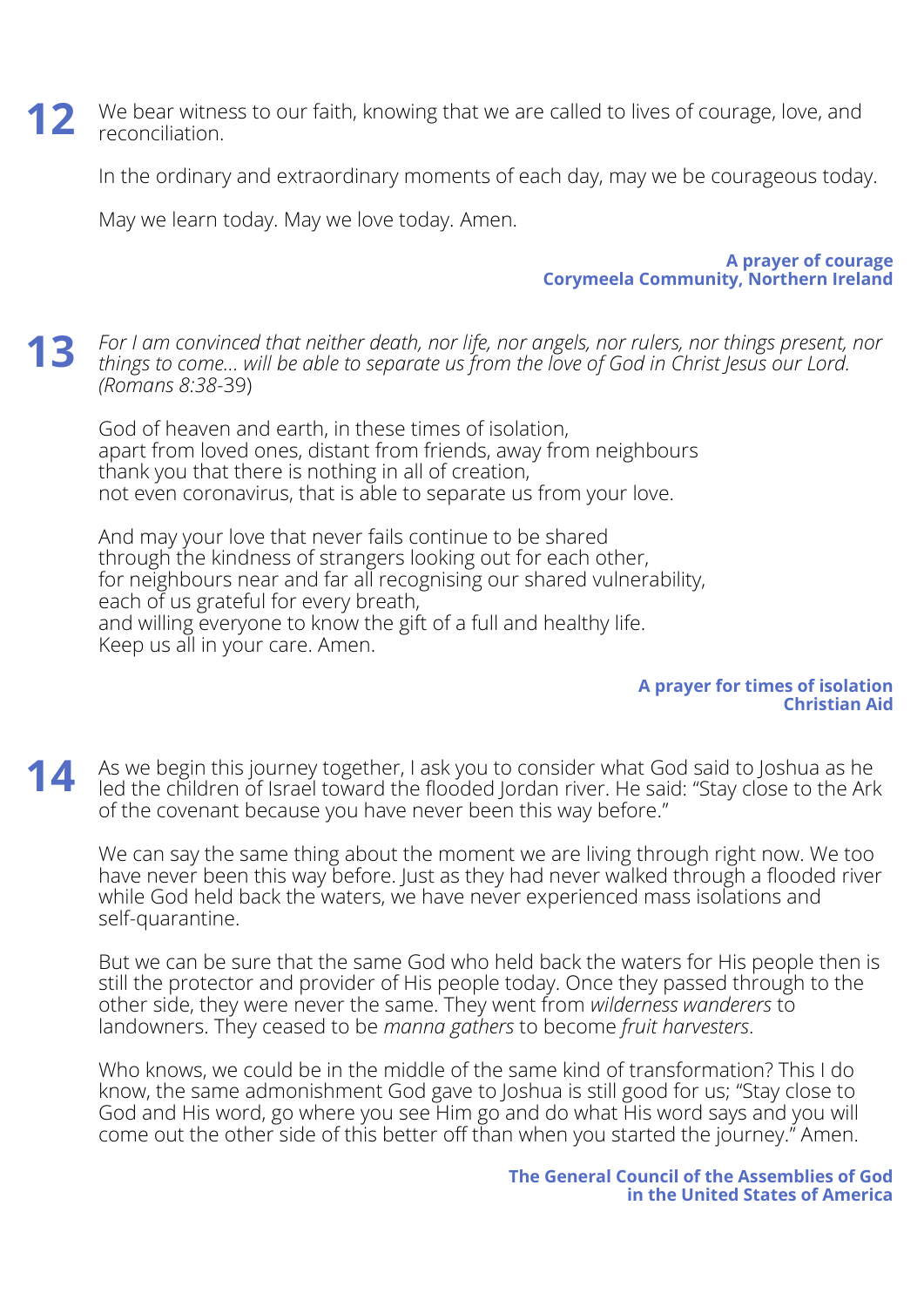**12**

We bear witness to our faith, knowing that we are called to lives of courage, love, and reconciliation.

In the ordinary and extraordinary moments of each day, may we be courageous today.

May we learn today. May we love today. Amen.

**A prayer of courage**
**Corymeela Community, Northern Ireland**

**13**

*For I am convinced that neither death, nor life, nor angels, nor rulers, nor things present, nor things to come... will be able to separate us from the love of God in Christ Jesus our Lord. (Romans 8:38*-39)

God of heaven and earth, in these times of isolation,
apart from loved ones, distant from friends, away from neighbours
thank you that there is nothing in all of creation,
not even coronavirus, that is able to separate us from your love.

And may your love that never fails continue to be shared
through the kindness of strangers looking out for each other,
for neighbours near and far all recognising our shared vulnerability,
each of us grateful for every breath,
and willing everyone to know the gift of a full and healthy life.
Keep us all in your care. Amen.

**A prayer for times of isolation**
**Christian Aid**

**14**

As we begin this journey together, I ask you to consider what God said to Joshua as he led the children of Israel toward the flooded Jordan river. He said: "Stay close to the Ark of the covenant because you have never been this way before."

We can say the same thing about the moment we are living through right now. We too have never been this way before. Just as they had never walked through a flooded river while God held back the waters, we have never experienced mass isolations and self-quarantine.

But we can be sure that the same God who held back the waters for His people then is still the protector and provider of His people today. Once they passed through to the other side, they were never the same. They went from *wilderness wanderers* to landowners. They ceased to be *manna gathers* to become *fruit harvesters*.

Who knows, we could be in the middle of the same kind of transformation? This I do know, the same admonishment God gave to Joshua is still good for us; "Stay close to God and His word, go where you see Him go and do what His word says and you will come out the other side of this better off than when you started the journey." Amen.

**The General Council of the Assemblies of God**
**in the United States of America**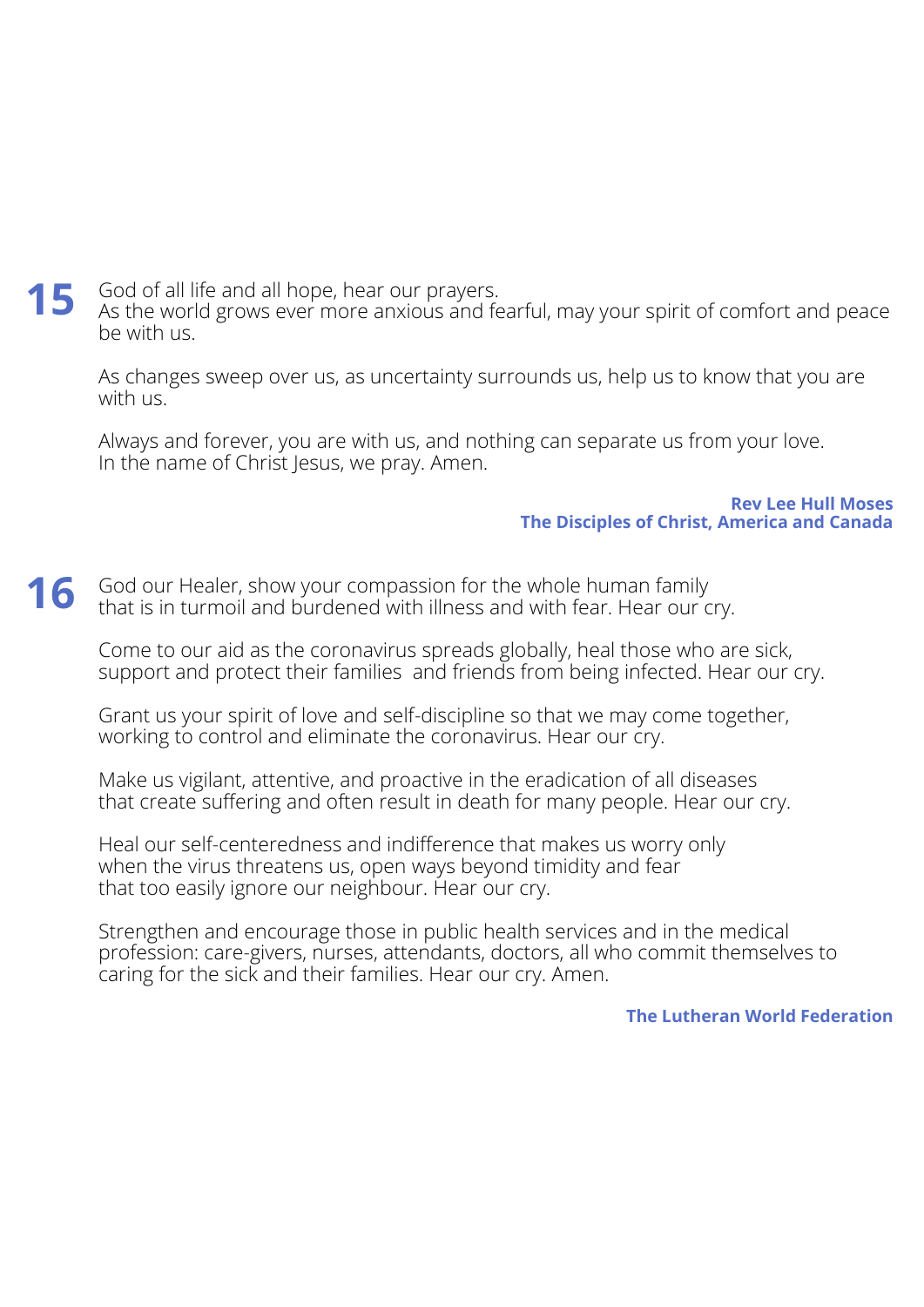**15**

God of all life and all hope, hear our prayers.
As the world grows ever more anxious and fearful, may your spirit of comfort and peace be with us.

As changes sweep over us, as uncertainty surrounds us, help us to know that you are with us.

Always and forever, you are with us, and nothing can separate us from your love.
In the name of Christ Jesus, we pray. Amen.

**Rev Lee Hull Moses**
**The Disciples of Christ, America and Canada**

**16**

God our Healer, show your compassion for the whole human family
that is in turmoil and burdened with illness and with fear. Hear our cry.

Come to our aid as the coronavirus spreads globally, heal those who are sick,
support and protect their families and friends from being infected. Hear our cry.

Grant us your spirit of love and self-discipline so that we may come together,
working to control and eliminate the coronavirus. Hear our cry.

Make us vigilant, attentive, and proactive in the eradication of all diseases
that create suffering and often result in death for many people. Hear our cry.

Heal our self-centeredness and indifference that makes us worry only
when the virus threatens us, open ways beyond timidity and fear
that too easily ignore our neighbour. Hear our cry.

Strengthen and encourage those in public health services and in the medical
profession: care-givers, nurses, attendants, doctors, all who commit themselves to
caring for the sick and their families. Hear our cry. Amen.

**The Lutheran World Federation**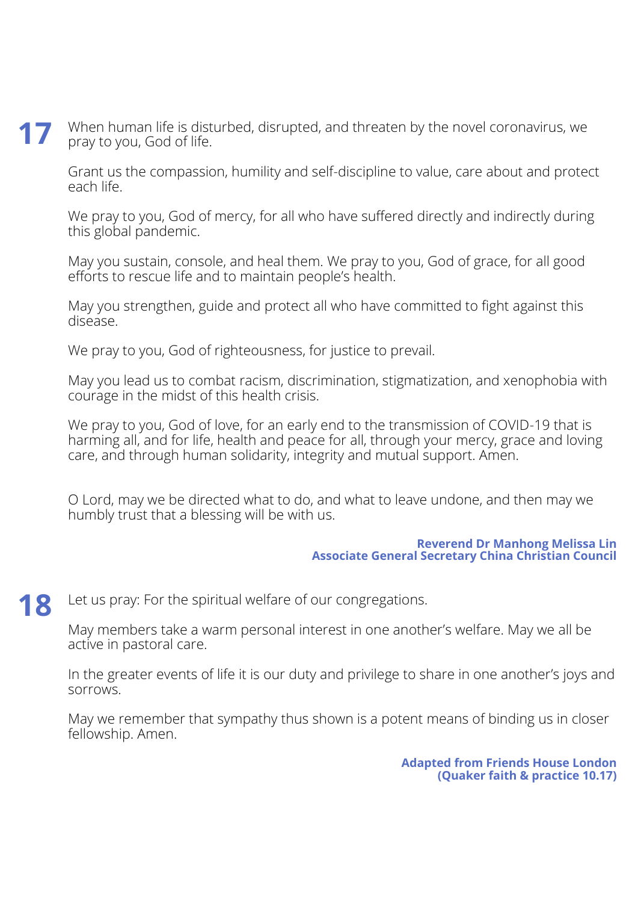**17**

When human life is disturbed, disrupted, and threaten by the novel coronavirus, we pray to you, God of life.

Grant us the compassion, humility and self-discipline to value, care about and protect each life.

We pray to you, God of mercy, for all who have suffered directly and indirectly during this global pandemic.

May you sustain, console, and heal them. We pray to you, God of grace, for all good efforts to rescue life and to maintain people's health.

May you strengthen, guide and protect all who have committed to fight against this disease.

We pray to you, God of righteousness, for justice to prevail.

May you lead us to combat racism, discrimination, stigmatization, and xenophobia with courage in the midst of this health crisis.

We pray to you, God of love, for an early end to the transmission of COVID-19 that is harming all, and for life, health and peace for all, through your mercy, grace and loving care, and through human solidarity, integrity and mutual support. Amen.

O Lord, may we be directed what to do, and what to leave undone, and then may we humbly trust that a blessing will be with us.

**Reverend Dr Manhong Melissa Lin**
**Associate General Secretary China Christian Council**

**18**

Let us pray: For the spiritual welfare of our congregations.

May members take a warm personal interest in one another's welfare. May we all be active in pastoral care.

In the greater events of life it is our duty and privilege to share in one another's joys and sorrows.

May we remember that sympathy thus shown is a potent means of binding us in closer fellowship. Amen.

**Adapted from Friends House London**
**(Quaker faith & practice 10.17)**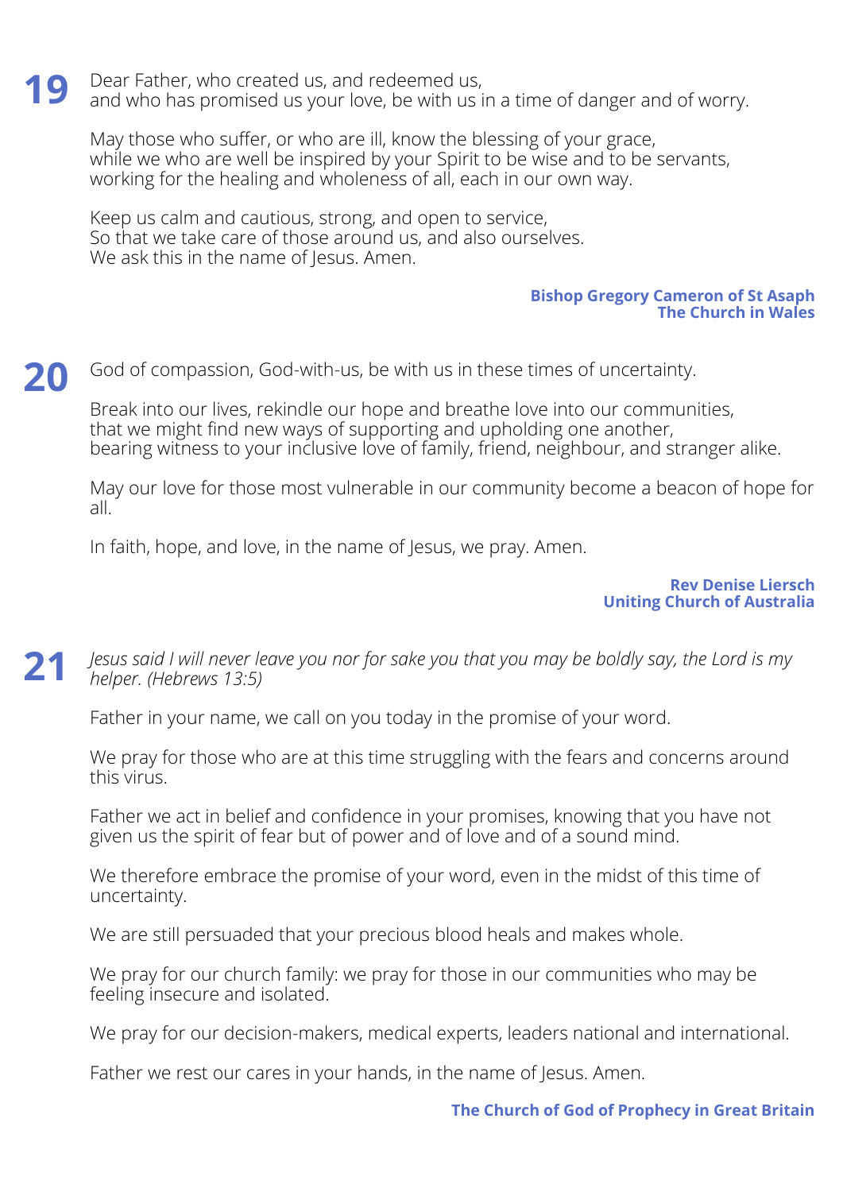## 19

Dear Father, who created us, and redeemed us,
and who has promised us your love, be with us in a time of danger and of worry.

May those who suffer, or who are ill, know the blessing of your grace,
while we who are well be inspired by your Spirit to be wise and to be servants,
working for the healing and wholeness of all, each in our own way.

Keep us calm and cautious, strong, and open to service,
So that we take care of those around us, and also ourselves.
We ask this in the name of Jesus. Amen.

**Bishop Gregory Cameron of St Asaph**
**The Church in Wales**

## 20

God of compassion, God-with-us, be with us in these times of uncertainty.

Break into our lives, rekindle our hope and breathe love into our communities,
that we might find new ways of supporting and upholding one another,
bearing witness to your inclusive love of family, friend, neighbour, and stranger alike.

May our love for those most vulnerable in our community become a beacon of hope for all.

In faith, hope, and love, in the name of Jesus, we pray. Amen.

**Rev Denise Liersch**
**Uniting Church of Australia**

## 21

*Jesus said I will never leave you nor for sake you that you may be boldly say, the Lord is my helper. (Hebrews 13:5)*

Father in your name, we call on you today in the promise of your word.

We pray for those who are at this time struggling with the fears and concerns around this virus.

Father we act in belief and confidence in your promises, knowing that you have not given us the spirit of fear but of power and of love and of a sound mind.

We therefore embrace the promise of your word, even in the midst of this time of uncertainty.

We are still persuaded that your precious blood heals and makes whole.

We pray for our church family: we pray for those in our communities who may be feeling insecure and isolated.

We pray for our decision-makers, medical experts, leaders national and international.

Father we rest our cares in your hands, in the name of Jesus. Amen.

**The Church of God of Prophecy in Great Britain**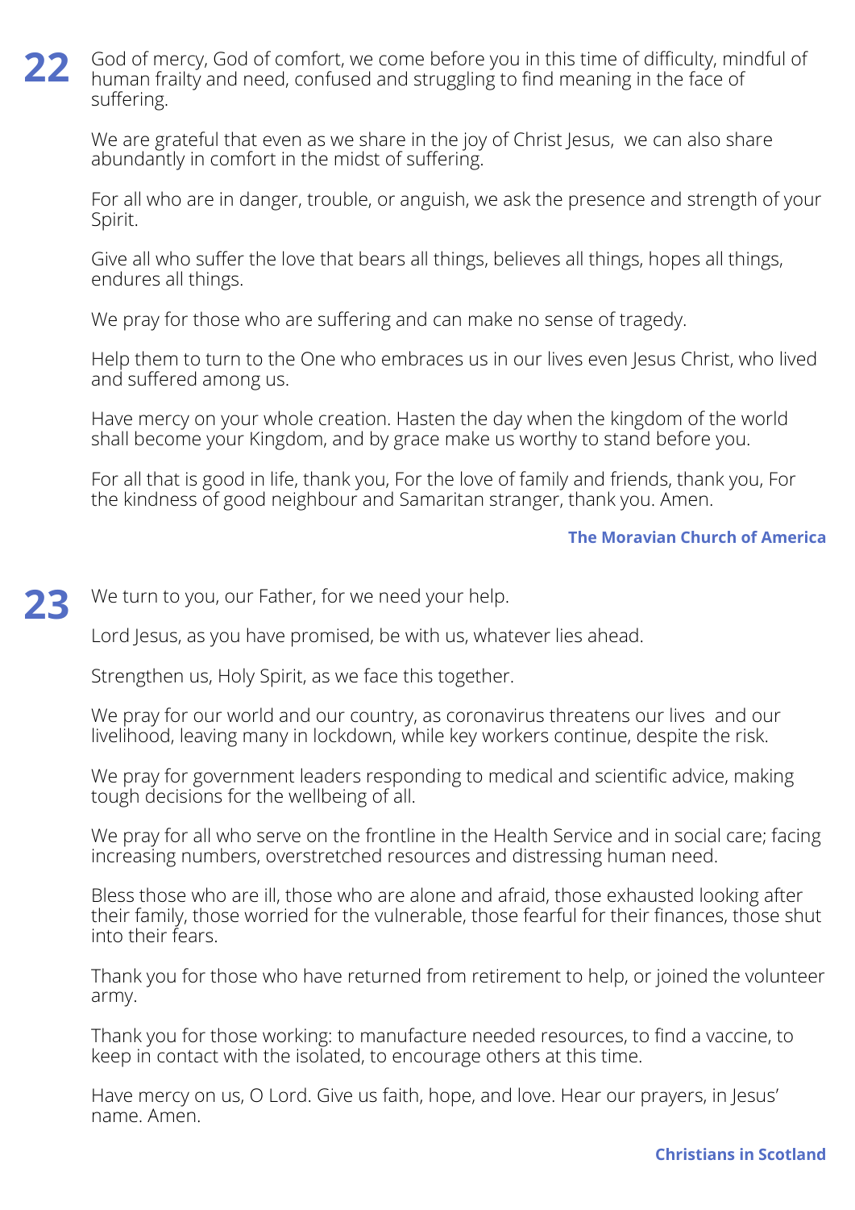**22**

God of mercy, God of comfort, we come before you in this time of difficulty, mindful of human frailty and need, confused and struggling to find meaning in the face of suffering.

We are grateful that even as we share in the joy of Christ Jesus, we can also share abundantly in comfort in the midst of suffering.

For all who are in danger, trouble, or anguish, we ask the presence and strength of your Spirit.

Give all who suffer the love that bears all things, believes all things, hopes all things, endures all things.

We pray for those who are suffering and can make no sense of tragedy.

Help them to turn to the One who embraces us in our lives even Jesus Christ, who lived and suffered among us.

Have mercy on your whole creation. Hasten the day when the kingdom of the world shall become your Kingdom, and by grace make us worthy to stand before you.

For all that is good in life, thank you, For the love of family and friends, thank you, For the kindness of good neighbour and Samaritan stranger, thank you. Amen.

**The Moravian Church of America**

**23**

We turn to you, our Father, for we need your help.

Lord Jesus, as you have promised, be with us, whatever lies ahead.

Strengthen us, Holy Spirit, as we face this together.

We pray for our world and our country, as coronavirus threatens our lives and our livelihood, leaving many in lockdown, while key workers continue, despite the risk.

We pray for government leaders responding to medical and scientific advice, making tough decisions for the wellbeing of all.

We pray for all who serve on the frontline in the Health Service and in social care; facing increasing numbers, overstretched resources and distressing human need.

Bless those who are ill, those who are alone and afraid, those exhausted looking after their family, those worried for the vulnerable, those fearful for their finances, those shut into their fears.

Thank you for those who have returned from retirement to help, or joined the volunteer army.

Thank you for those working: to manufacture needed resources, to find a vaccine, to keep in contact with the isolated, to encourage others at this time.

Have mercy on us, O Lord. Give us faith, hope, and love. Hear our prayers, in Jesus' name. Amen.

**Christians in Scotland**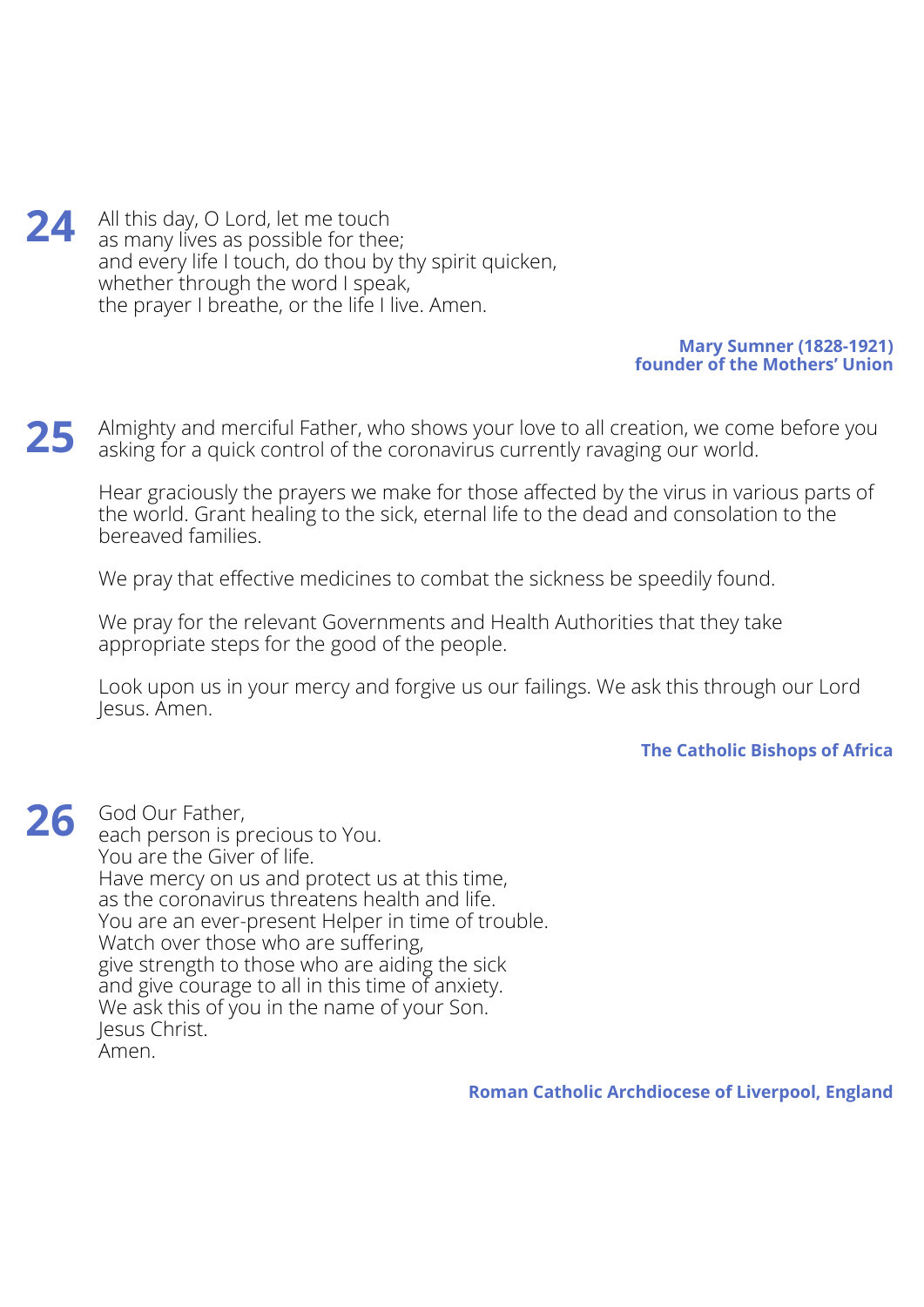**24**

All this day, O Lord, let me touch
as many lives as possible for thee;
and every life I touch, do thou by thy spirit quicken,
whether through the word I speak,
the prayer I breathe, or the life I live. Amen.

**Mary Sumner (1828-1921)**
**founder of the Mothers' Union**

**25**

Almighty and merciful Father, who shows your love to all creation, we come before you asking for a quick control of the coronavirus currently ravaging our world.

Hear graciously the prayers we make for those affected by the virus in various parts of the world. Grant healing to the sick, eternal life to the dead and consolation to the bereaved families.

We pray that effective medicines to combat the sickness be speedily found.

We pray for the relevant Governments and Health Authorities that they take appropriate steps for the good of the people.

Look upon us in your mercy and forgive us our failings. We ask this through our Lord Jesus. Amen.

**The Catholic Bishops of Africa**

**26**

God Our Father,
each person is precious to You.
You are the Giver of life.
Have mercy on us and protect us at this time,
as the coronavirus threatens health and life.
You are an ever-present Helper in time of trouble.
Watch over those who are suffering,
give strength to those who are aiding the sick
and give courage to all in this time of anxiety.
We ask this of you in the name of your Son.
Jesus Christ.
Amen.

**Roman Catholic Archdiocese of Liverpool, England**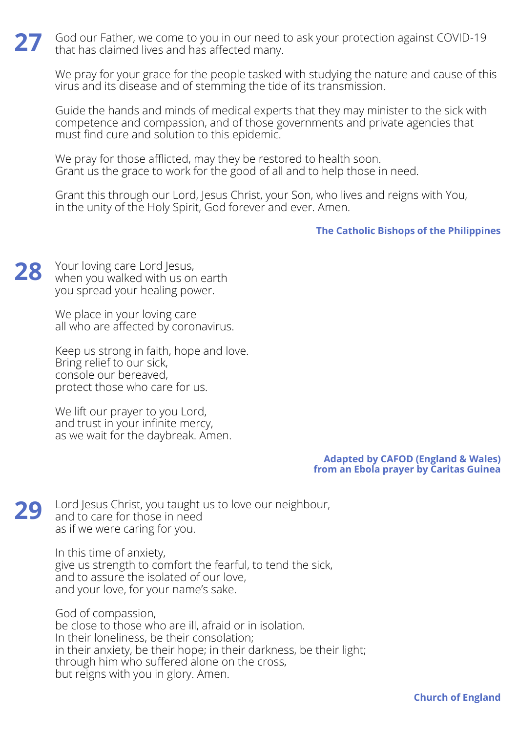**27**

God our Father, we come to you in our need to ask your protection against COVID-19 that has claimed lives and has affected many.

We pray for your grace for the people tasked with studying the nature and cause of this virus and its disease and of stemming the tide of its transmission.

Guide the hands and minds of medical experts that they may minister to the sick with competence and compassion, and of those governments and private agencies that must find cure and solution to this epidemic.

We pray for those afflicted, may they be restored to health soon.
Grant us the grace to work for the good of all and to help those in need.

Grant this through our Lord, Jesus Christ, your Son, who lives and reigns with You, in the unity of the Holy Spirit, God forever and ever. Amen.

**The Catholic Bishops of the Philippines**

**28**

Your loving care Lord Jesus,
when you walked with us on earth
you spread your healing power.

We place in your loving care
all who are affected by coronavirus.

Keep us strong in faith, hope and love.
Bring relief to our sick,
console our bereaved,
protect those who care for us.

We lift our prayer to you Lord,
and trust in your infinite mercy,
as we wait for the daybreak. Amen.

**Adapted by CAFOD (England & Wales) from an Ebola prayer by Caritas Guinea**

**29**

Lord Jesus Christ, you taught us to love our neighbour,
and to care for those in need
as if we were caring for you.

In this time of anxiety,
give us strength to comfort the fearful, to tend the sick,
and to assure the isolated of our love,
and your love, for your name's sake.

God of compassion,
be close to those who are ill, afraid or in isolation.
In their loneliness, be their consolation;
in their anxiety, be their hope; in their darkness, be their light;
through him who suffered alone on the cross,
but reigns with you in glory. Amen.

**Church of England**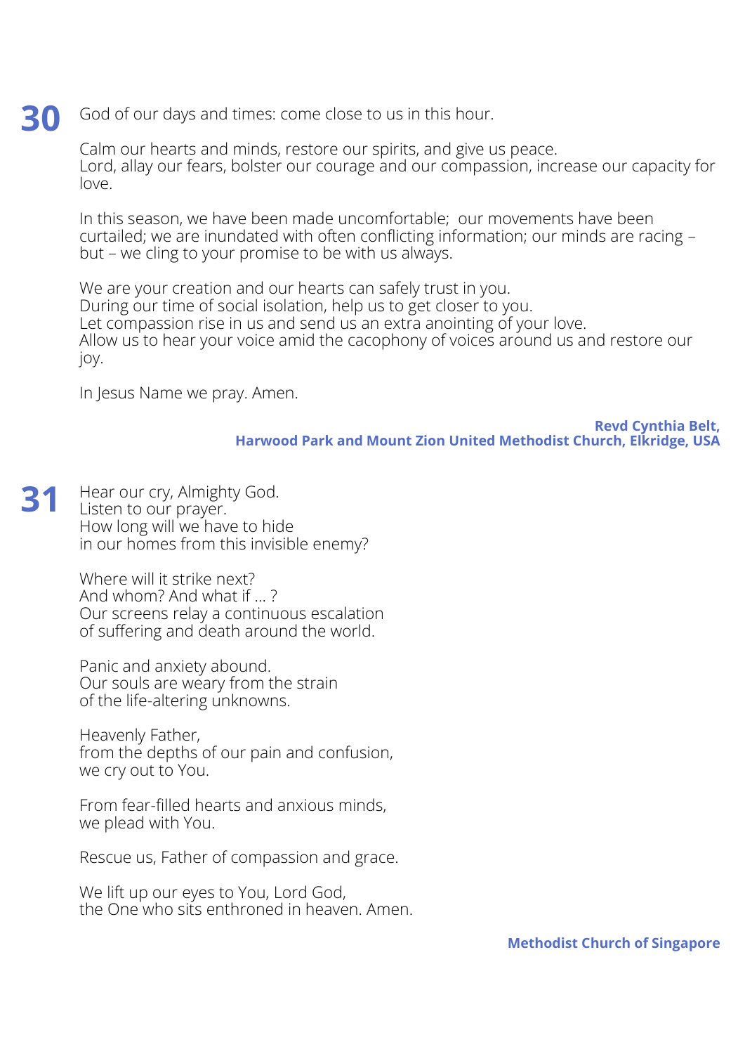**30** God of our days and times: come close to us in this hour.

Calm our hearts and minds, restore our spirits, and give us peace.
Lord, allay our fears, bolster our courage and our compassion, increase our capacity for love.

In this season, we have been made uncomfortable; our movements have been curtailed; we are inundated with often conflicting information; our minds are racing – but – we cling to your promise to be with us always.

We are your creation and our hearts can safely trust in you.
During our time of social isolation, help us to get closer to you.
Let compassion rise in us and send us an extra anointing of your love.
Allow us to hear your voice amid the cacophony of voices around us and restore our joy.

In Jesus Name we pray. Amen.

**Revd Cynthia Belt,**
**Harwood Park and Mount Zion United Methodist Church, Elkridge, USA**

**31** Hear our cry, Almighty God.
Listen to our prayer.
How long will we have to hide
in our homes from this invisible enemy?

Where will it strike next?
And whom? And what if ... ?
Our screens relay a continuous escalation
of suffering and death around the world.

Panic and anxiety abound.
Our souls are weary from the strain
of the life-altering unknowns.

Heavenly Father,
from the depths of our pain and confusion,
we cry out to You.

From fear-filled hearts and anxious minds,
we plead with You.

Rescue us, Father of compassion and grace.

We lift up our eyes to You, Lord God,
the One who sits enthroned in heaven. Amen.

**Methodist Church of Singapore**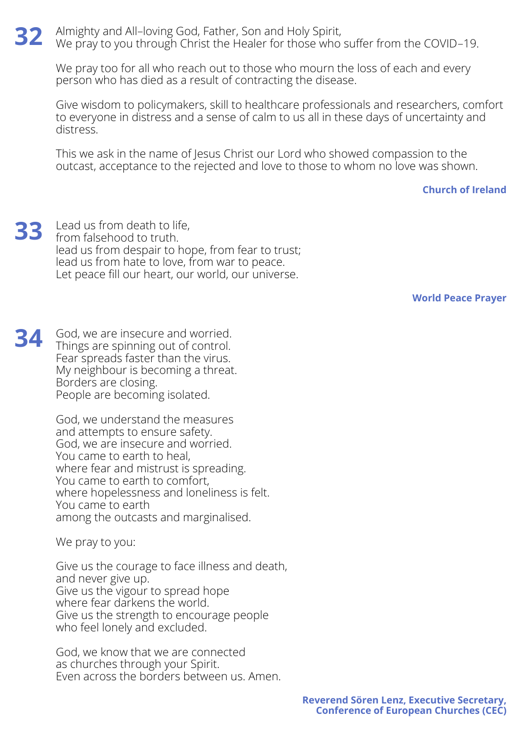**32** Almighty and All–loving God, Father, Son and Holy Spirit,
We pray to you through Christ the Healer for those who suffer from the COVID–19.

We pray too for all who reach out to those who mourn the loss of each and every person who has died as a result of contracting the disease.

Give wisdom to policymakers, skill to healthcare professionals and researchers, comfort to everyone in distress and a sense of calm to us all in these days of uncertainty and distress.

This we ask in the name of Jesus Christ our Lord who showed compassion to the outcast, acceptance to the rejected and love to those to whom no love was shown.

**Church of Ireland**

**33** Lead us from death to life,
from falsehood to truth.
lead us from despair to hope, from fear to trust;
lead us from hate to love, from war to peace.
Let peace fill our heart, our world, our universe.

**World Peace Prayer**

**34** God, we are insecure and worried.
Things are spinning out of control.
Fear spreads faster than the virus.
My neighbour is becoming a threat.
Borders are closing.
People are becoming isolated.

God, we understand the measures
and attempts to ensure safety.
God, we are insecure and worried.
You came to earth to heal,
where fear and mistrust is spreading.
You came to earth to comfort,
where hopelessness and loneliness is felt.
You came to earth
among the outcasts and marginalised.

We pray to you:

Give us the courage to face illness and death,
and never give up.
Give us the vigour to spread hope
where fear darkens the world.
Give us the strength to encourage people
who feel lonely and excluded.

God, we know that we are connected
as churches through your Spirit.
Even across the borders between us. Amen.

**Reverend Sören Lenz, Executive Secretary, Conference of European Churches (CEC)**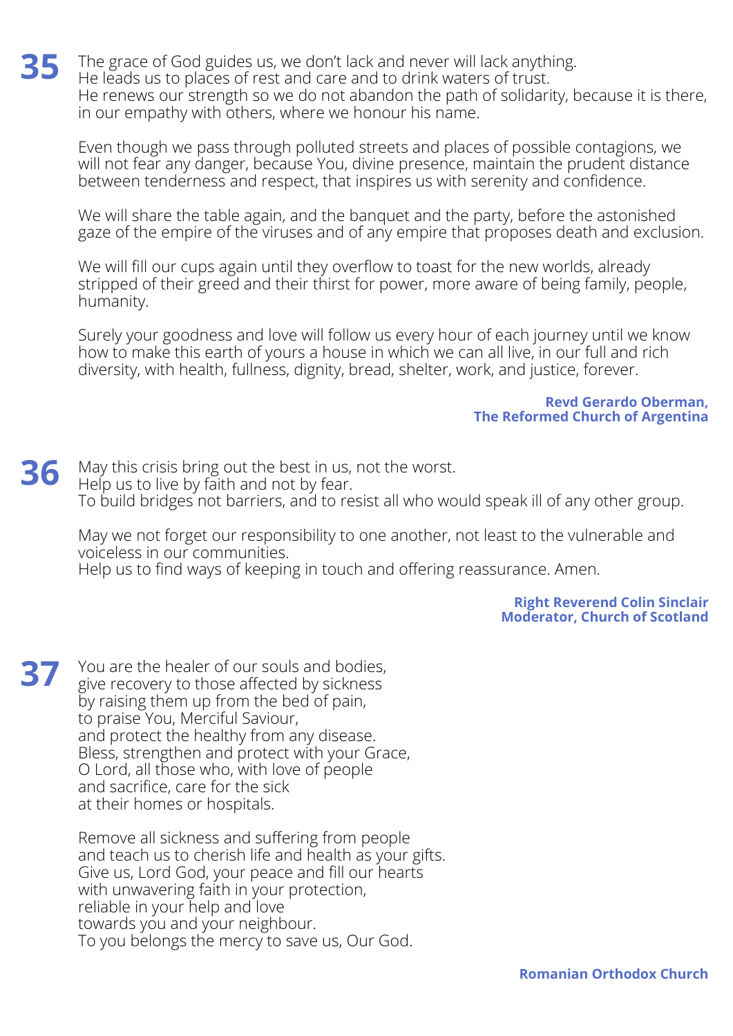**35** The grace of God guides us, we don't lack and never will lack anything.
He leads us to places of rest and care and to drink waters of trust.
He renews our strength so we do not abandon the path of solidarity, because it is there, in our empathy with others, where we honour his name.

Even though we pass through polluted streets and places of possible contagions, we will not fear any danger, because You, divine presence, maintain the prudent distance between tenderness and respect, that inspires us with serenity and confidence.

We will share the table again, and the banquet and the party, before the astonished gaze of the empire of the viruses and of any empire that proposes death and exclusion.

We will fill our cups again until they overflow to toast for the new worlds, already stripped of their greed and their thirst for power, more aware of being family, people, humanity.

Surely your goodness and love will follow us every hour of each journey until we know how to make this earth of yours a house in which we can all live, in our full and rich diversity, with health, fullness, dignity, bread, shelter, work, and justice, forever.

**Revd Gerardo Oberman,**
**The Reformed Church of Argentina**

**36** May this crisis bring out the best in us, not the worst.
Help us to live by faith and not by fear.
To build bridges not barriers, and to resist all who would speak ill of any other group.

May we not forget our responsibility to one another, not least to the vulnerable and voiceless in our communities.
Help us to find ways of keeping in touch and offering reassurance. Amen.

**Right Reverend Colin Sinclair**
**Moderator, Church of Scotland**

**37** You are the healer of our souls and bodies,
give recovery to those affected by sickness
by raising them up from the bed of pain,
to praise You, Merciful Saviour,
and protect the healthy from any disease.
Bless, strengthen and protect with your Grace,
O Lord, all those who, with love of people
and sacrifice, care for the sick
at their homes or hospitals.

Remove all sickness and suffering from people
and teach us to cherish life and health as your gifts.
Give us, Lord God, your peace and fill our hearts
with unwavering faith in your protection,
reliable in your help and love
towards you and your neighbour.
To you belongs the mercy to save us, Our God.

**Romanian Orthodox Church**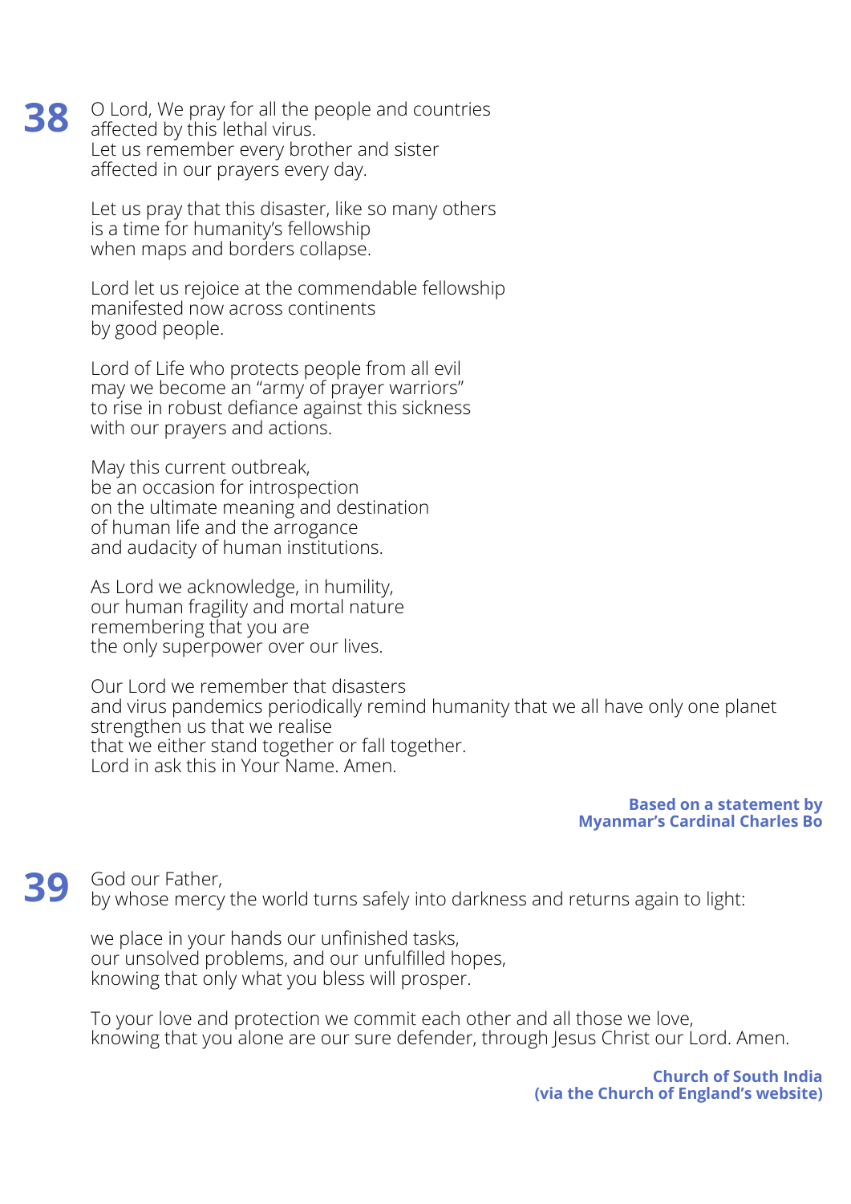**38**

O Lord, We pray for all the people and countries
affected by this lethal virus.
Let us remember every brother and sister
affected in our prayers every day.

Let us pray that this disaster, like so many others
is a time for humanity's fellowship
when maps and borders collapse.

Lord let us rejoice at the commendable fellowship
manifested now across continents
by good people.

Lord of Life who protects people from all evil
may we become an "army of prayer warriors"
to rise in robust defiance against this sickness
with our prayers and actions.

May this current outbreak,
be an occasion for introspection
on the ultimate meaning and destination
of human life and the arrogance
and audacity of human institutions.

As Lord we acknowledge, in humility,
our human fragility and mortal nature
remembering that you are
the only superpower over our lives.

Our Lord we remember that disasters
and virus pandemics periodically remind humanity that we all have only one planet
strengthen us that we realise
that we either stand together or fall together.
Lord in ask this in Your Name. Amen.

**Based on a statement by
Myanmar's Cardinal Charles Bo**

**39**

God our Father,
by whose mercy the world turns safely into darkness and returns again to light:

we place in your hands our unfinished tasks,
our unsolved problems, and our unfulfilled hopes,
knowing that only what you bless will prosper.

To your love and protection we commit each other and all those we love,
knowing that you alone are our sure defender, through Jesus Christ our Lord. Amen.

**Church of South India
(via the Church of England's website)**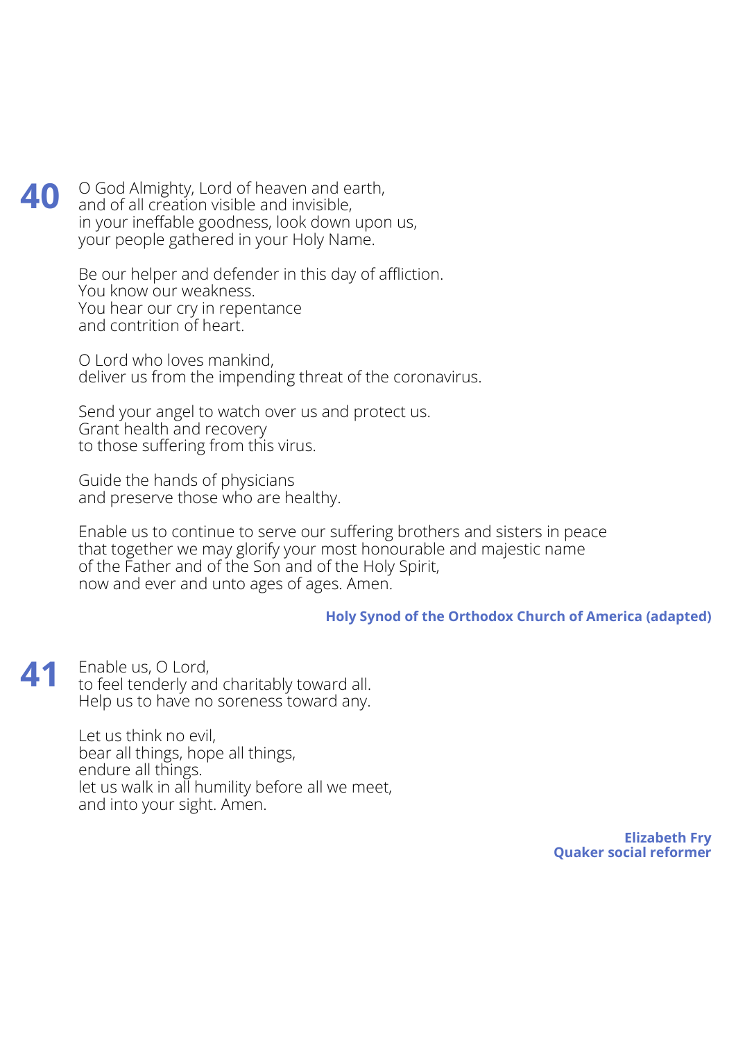**40**

O God Almighty, Lord of heaven and earth,
and of all creation visible and invisible,
in your ineffable goodness, look down upon us,
your people gathered in your Holy Name.

Be our helper and defender in this day of affliction.
You know our weakness.
You hear our cry in repentance
and contrition of heart.

O Lord who loves mankind,
deliver us from the impending threat of the coronavirus.

Send your angel to watch over us and protect us.
Grant health and recovery
to those suffering from this virus.

Guide the hands of physicians
and preserve those who are healthy.

Enable us to continue to serve our suffering brothers and sisters in peace
that together we may glorify your most honourable and majestic name
of the Father and of the Son and of the Holy Spirit,
now and ever and unto ages of ages. Amen.

**Holy Synod of the Orthodox Church of America (adapted)**

**41**

Enable us, O Lord,
to feel tenderly and charitably toward all.
Help us to have no soreness toward any.

Let us think no evil,
bear all things, hope all things,
endure all things.
let us walk in all humility before all we meet,
and into your sight. Amen.

**Elizabeth Fry**
**Quaker social reformer**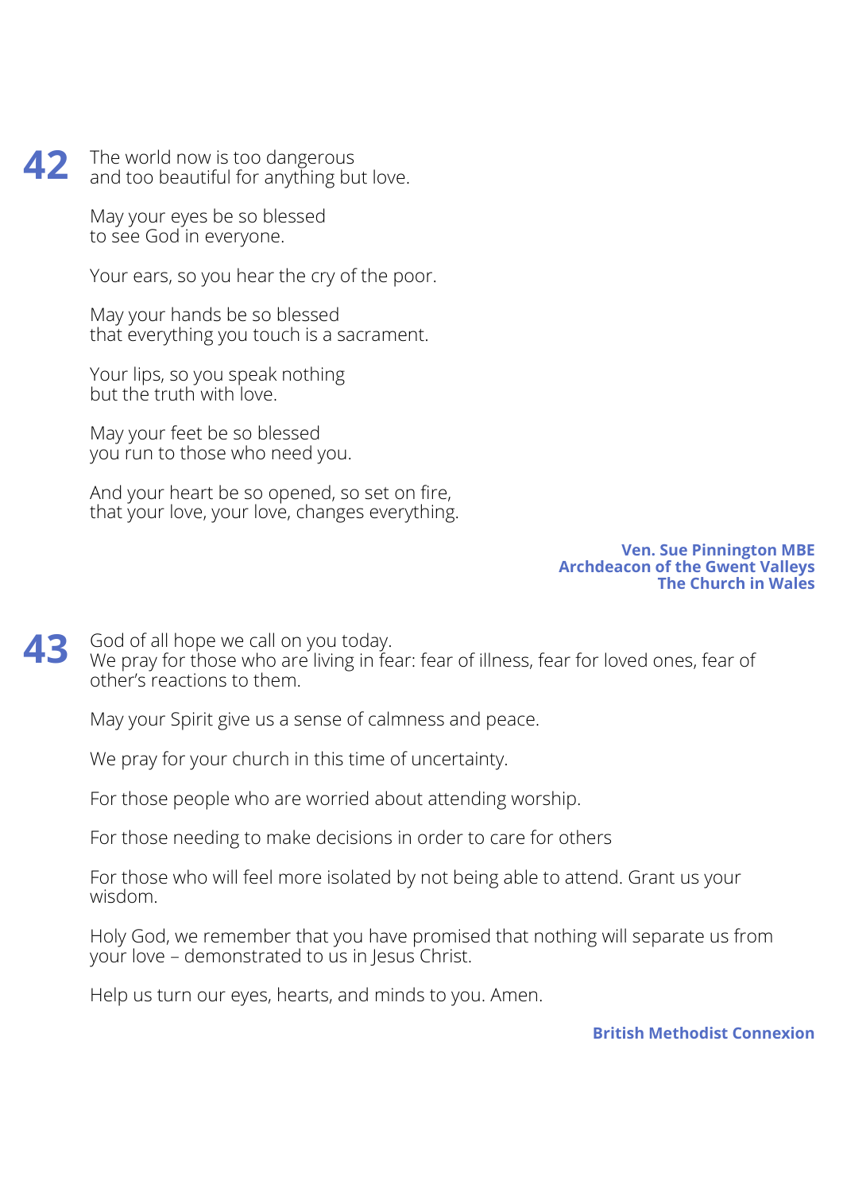## 42

The world now is too dangerous
and too beautiful for anything but love.

May your eyes be so blessed
to see God in everyone.

Your ears, so you hear the cry of the poor.

May your hands be so blessed
that everything you touch is a sacrament.

Your lips, so you speak nothing
but the truth with love.

May your feet be so blessed
you run to those who need you.

And your heart be so opened, so set on fire,
that your love, your love, changes everything.

**Ven. Sue Pinnington MBE**
**Archdeacon of the Gwent Valleys**
**The Church in Wales**

## 43

God of all hope we call on you today.
We pray for those who are living in fear: fear of illness, fear for loved ones, fear of other's reactions to them.

May your Spirit give us a sense of calmness and peace.

We pray for your church in this time of uncertainty.

For those people who are worried about attending worship.

For those needing to make decisions in order to care for others

For those who will feel more isolated by not being able to attend. Grant us your wisdom.

Holy God, we remember that you have promised that nothing will separate us from your love – demonstrated to us in Jesus Christ.

Help us turn our eyes, hearts, and minds to you. Amen.

**British Methodist Connexion**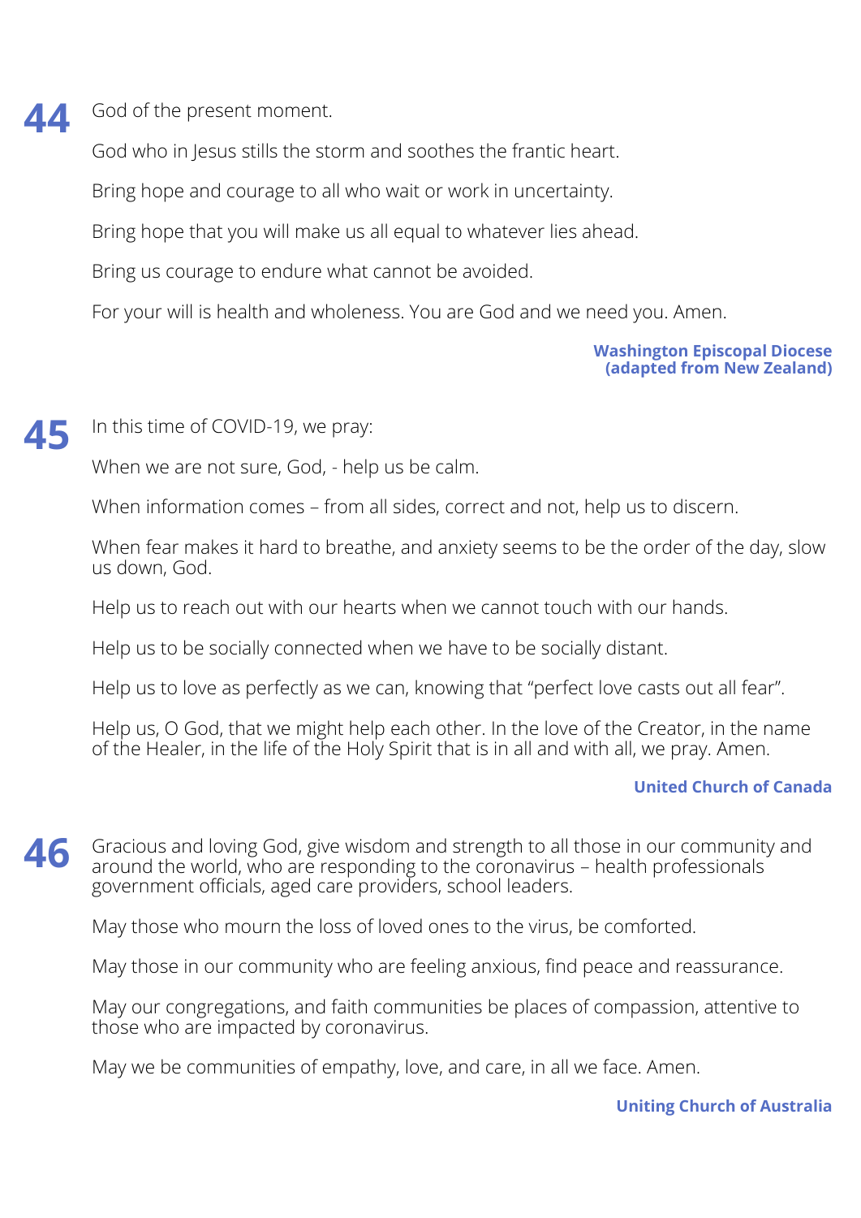**44** God of the present moment.

God who in Jesus stills the storm and soothes the frantic heart.

Bring hope and courage to all who wait or work in uncertainty.

Bring hope that you will make us all equal to whatever lies ahead.

Bring us courage to endure what cannot be avoided.

For your will is health and wholeness. You are God and we need you. Amen.

**Washington Episcopal Diocese (adapted from New Zealand)**

**45** In this time of COVID-19, we pray:

When we are not sure, God, - help us be calm.

When information comes – from all sides, correct and not, help us to discern.

When fear makes it hard to breathe, and anxiety seems to be the order of the day, slow us down, God.

Help us to reach out with our hearts when we cannot touch with our hands.

Help us to be socially connected when we have to be socially distant.

Help us to love as perfectly as we can, knowing that "perfect love casts out all fear".

Help us, O God, that we might help each other. In the love of the Creator, in the name of the Healer, in the life of the Holy Spirit that is in all and with all, we pray. Amen.

**United Church of Canada**

**46** Gracious and loving God, give wisdom and strength to all those in our community and around the world, who are responding to the coronavirus – health professionals government officials, aged care providers, school leaders.

May those who mourn the loss of loved ones to the virus, be comforted.

May those in our community who are feeling anxious, find peace and reassurance.

May our congregations, and faith communities be places of compassion, attentive to those who are impacted by coronavirus.

May we be communities of empathy, love, and care, in all we face. Amen.

**Uniting Church of Australia**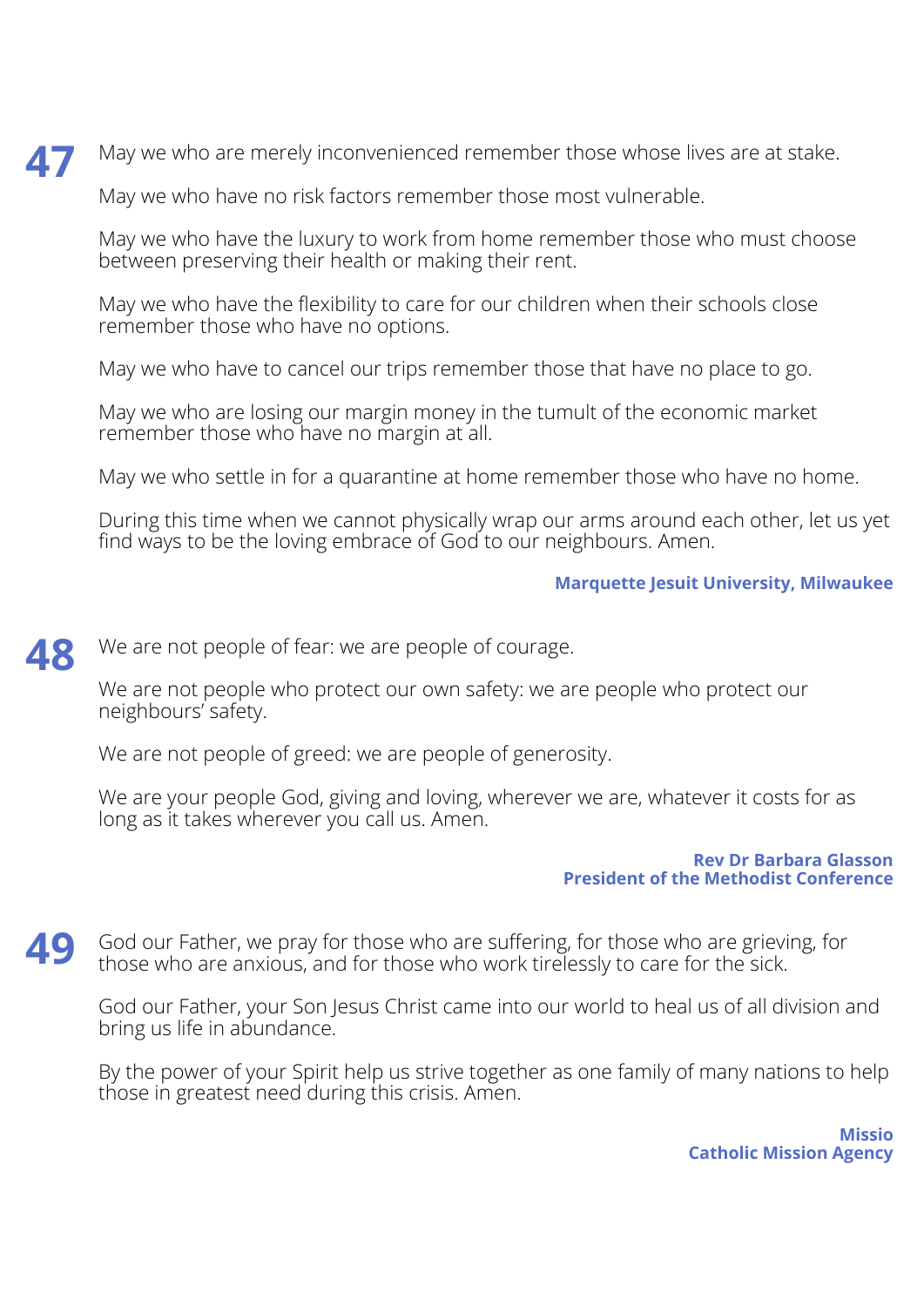**47**

May we who are merely inconvenienced remember those whose lives are at stake.

May we who have no risk factors remember those most vulnerable.

May we who have the luxury to work from home remember those who must choose between preserving their health or making their rent.

May we who have the flexibility to care for our children when their schools close remember those who have no options.

May we who have to cancel our trips remember those that have no place to go.

May we who are losing our margin money in the tumult of the economic market remember those who have no margin at all.

May we who settle in for a quarantine at home remember those who have no home.

During this time when we cannot physically wrap our arms around each other, let us yet find ways to be the loving embrace of God to our neighbours. Amen.

**Marquette Jesuit University, Milwaukee**

**48**

We are not people of fear: we are people of courage.

We are not people who protect our own safety: we are people who protect our neighbours' safety.

We are not people of greed: we are people of generosity.

We are your people God, giving and loving, wherever we are, whatever it costs for as long as it takes wherever you call us. Amen.

**Rev Dr Barbara Glasson**
**President of the Methodist Conference**

**49**

God our Father, we pray for those who are suffering, for those who are grieving, for those who are anxious, and for those who work tirelessly to care for the sick.

God our Father, your Son Jesus Christ came into our world to heal us of all division and bring us life in abundance.

By the power of your Spirit help us strive together as one family of many nations to help those in greatest need during this crisis. Amen.

**Missio**
**Catholic Mission Agency**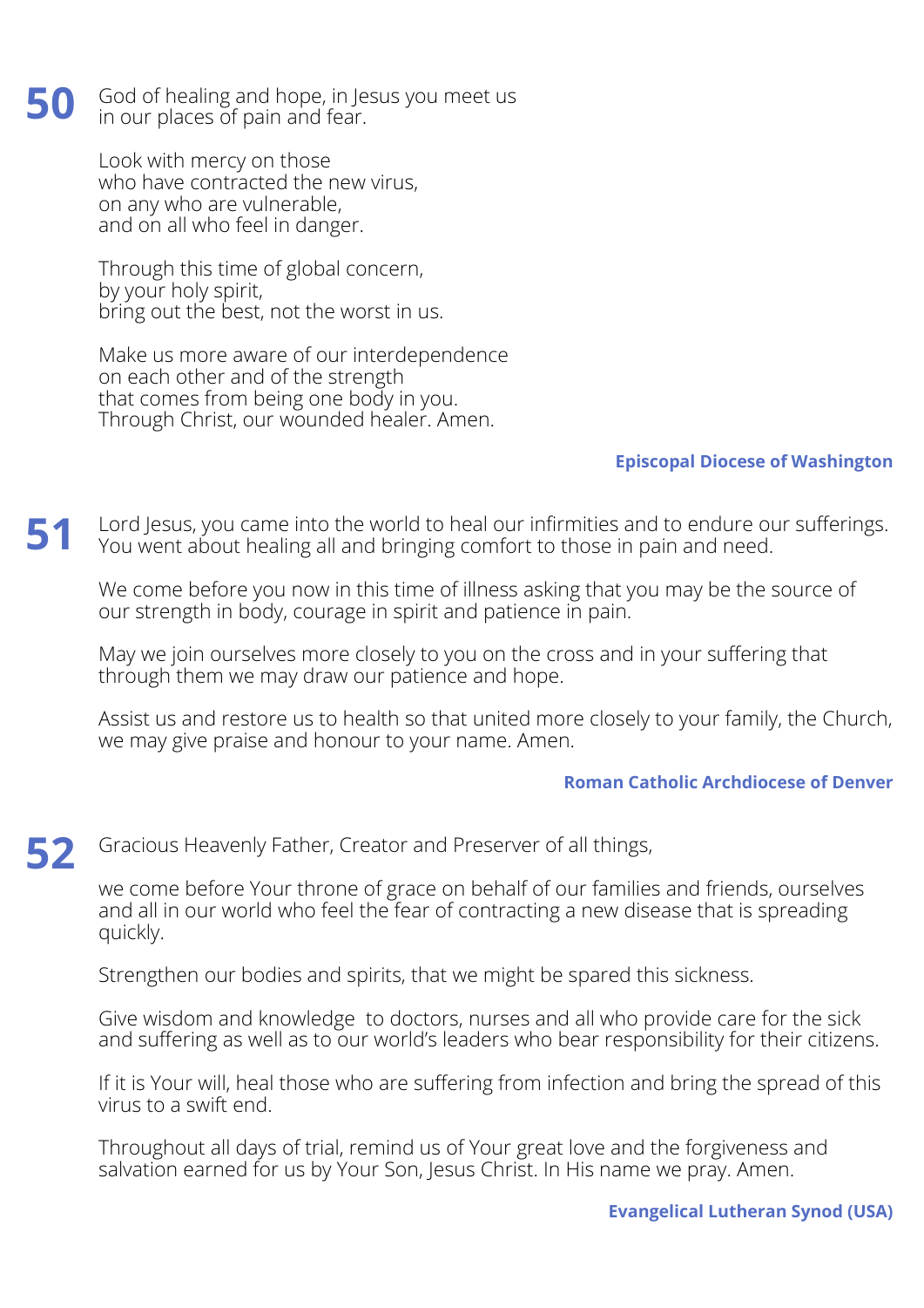**50**

God of healing and hope, in Jesus you meet us
in our places of pain and fear.

Look with mercy on those
who have contracted the new virus,
on any who are vulnerable,
and on all who feel in danger.

Through this time of global concern,
by your holy spirit,
bring out the best, not the worst in us.

Make us more aware of our interdependence
on each other and of the strength
that comes from being one body in you.
Through Christ, our wounded healer. Amen.

**Episcopal Diocese of Washington**

**51**

Lord Jesus, you came into the world to heal our infirmities and to endure our sufferings. You went about healing all and bringing comfort to those in pain and need.

We come before you now in this time of illness asking that you may be the source of our strength in body, courage in spirit and patience in pain.

May we join ourselves more closely to you on the cross and in your suffering that through them we may draw our patience and hope.

Assist us and restore us to health so that united more closely to your family, the Church, we may give praise and honour to your name. Amen.

**Roman Catholic Archdiocese of Denver**

**52**

Gracious Heavenly Father, Creator and Preserver of all things,

we come before Your throne of grace on behalf of our families and friends, ourselves and all in our world who feel the fear of contracting a new disease that is spreading quickly.

Strengthen our bodies and spirits, that we might be spared this sickness.

Give wisdom and knowledge to doctors, nurses and all who provide care for the sick and suffering as well as to our world's leaders who bear responsibility for their citizens.

If it is Your will, heal those who are suffering from infection and bring the spread of this virus to a swift end.

Throughout all days of trial, remind us of Your great love and the forgiveness and salvation earned for us by Your Son, Jesus Christ. In His name we pray. Amen.

**Evangelical Lutheran Synod (USA)**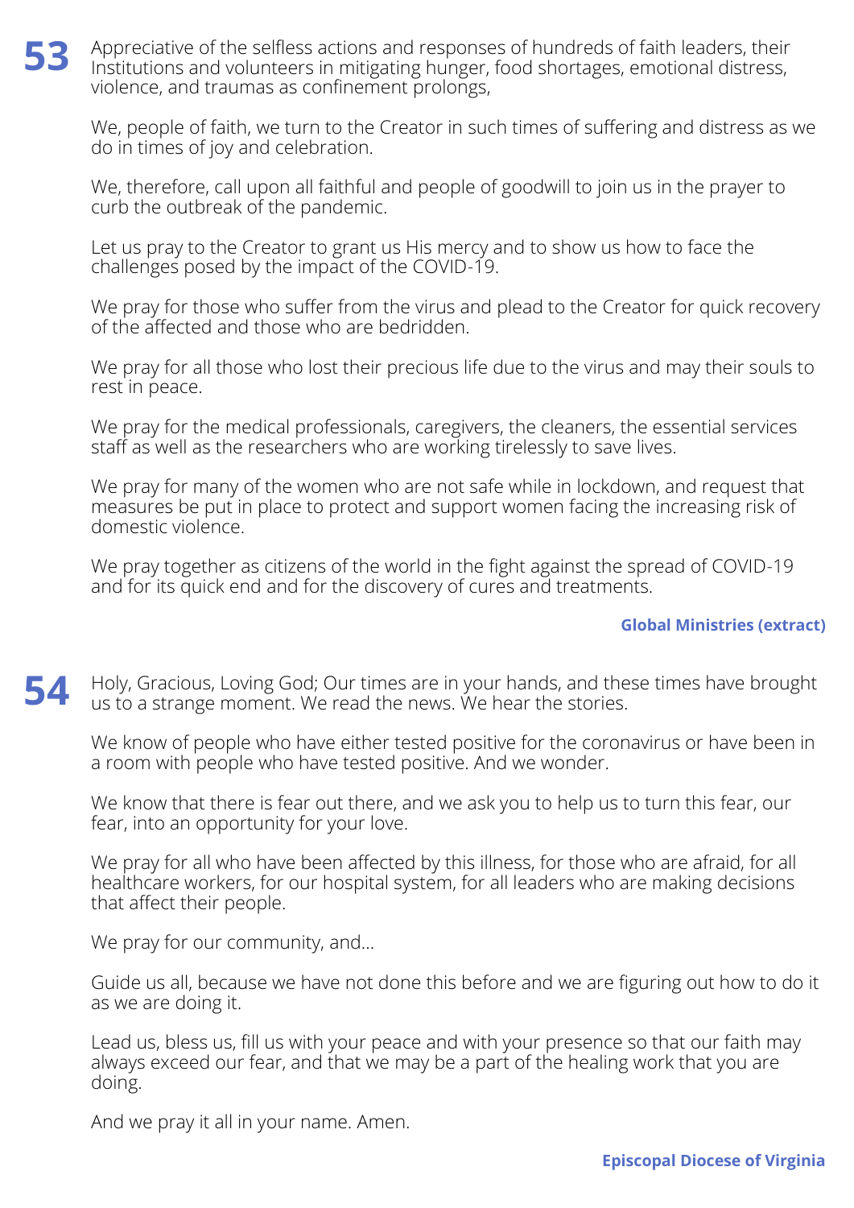**53** Appreciative of the selfless actions and responses of hundreds of faith leaders, their Institutions and volunteers in mitigating hunger, food shortages, emotional distress, violence, and traumas as confinement prolongs,

We, people of faith, we turn to the Creator in such times of suffering and distress as we do in times of joy and celebration.

We, therefore, call upon all faithful and people of goodwill to join us in the prayer to curb the outbreak of the pandemic.

Let us pray to the Creator to grant us His mercy and to show us how to face the challenges posed by the impact of the COVID-19.

We pray for those who suffer from the virus and plead to the Creator for quick recovery of the affected and those who are bedridden.

We pray for all those who lost their precious life due to the virus and may their souls to rest in peace.

We pray for the medical professionals, caregivers, the cleaners, the essential services staff as well as the researchers who are working tirelessly to save lives.

We pray for many of the women who are not safe while in lockdown, and request that measures be put in place to protect and support women facing the increasing risk of domestic violence.

We pray together as citizens of the world in the fight against the spread of COVID-19 and for its quick end and for the discovery of cures and treatments.

**Global Ministries (extract)**

**54** Holy, Gracious, Loving God; Our times are in your hands, and these times have brought us to a strange moment. We read the news. We hear the stories.

We know of people who have either tested positive for the coronavirus or have been in a room with people who have tested positive. And we wonder.

We know that there is fear out there, and we ask you to help us to turn this fear, our fear, into an opportunity for your love.

We pray for all who have been affected by this illness, for those who are afraid, for all healthcare workers, for our hospital system, for all leaders who are making decisions that affect their people.

We pray for our community, and...

Guide us all, because we have not done this before and we are figuring out how to do it as we are doing it.

Lead us, bless us, fill us with your peace and with your presence so that our faith may always exceed our fear, and that we may be a part of the healing work that you are doing.

And we pray it all in your name. Amen.

**Episcopal Diocese of Virginia**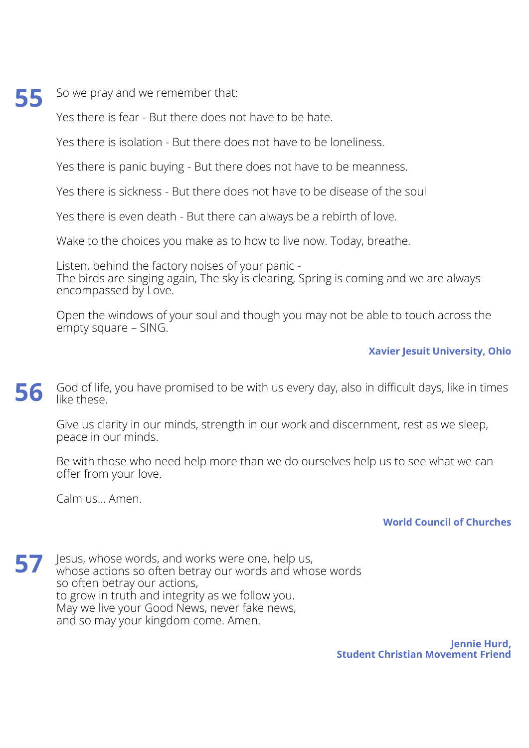**55** So we pray and we remember that:

Yes there is fear - But there does not have to be hate.

Yes there is isolation - But there does not have to be loneliness.

Yes there is panic buying - But there does not have to be meanness.

Yes there is sickness - But there does not have to be disease of the soul

Yes there is even death - But there can always be a rebirth of love.

Wake to the choices you make as to how to live now. Today, breathe.

Listen, behind the factory noises of your panic -
The birds are singing again, The sky is clearing, Spring is coming and we are always encompassed by Love.

Open the windows of your soul and though you may not be able to touch across the empty square – SING.

**Xavier Jesuit University, Ohio**

**56** God of life, you have promised to be with us every day, also in difficult days, like in times like these.

Give us clarity in our minds, strength in our work and discernment, rest as we sleep, peace in our minds.

Be with those who need help more than we do ourselves help us to see what we can offer from your love.

Calm us... Amen.

**World Council of Churches**

**57** Jesus, whose words, and works were one, help us,
whose actions so often betray our words and whose words
so often betray our actions,
to grow in truth and integrity as we follow you.
May we live your Good News, never fake news,
and so may your kingdom come. Amen.

**Jennie Hurd,**
**Student Christian Movement Friend**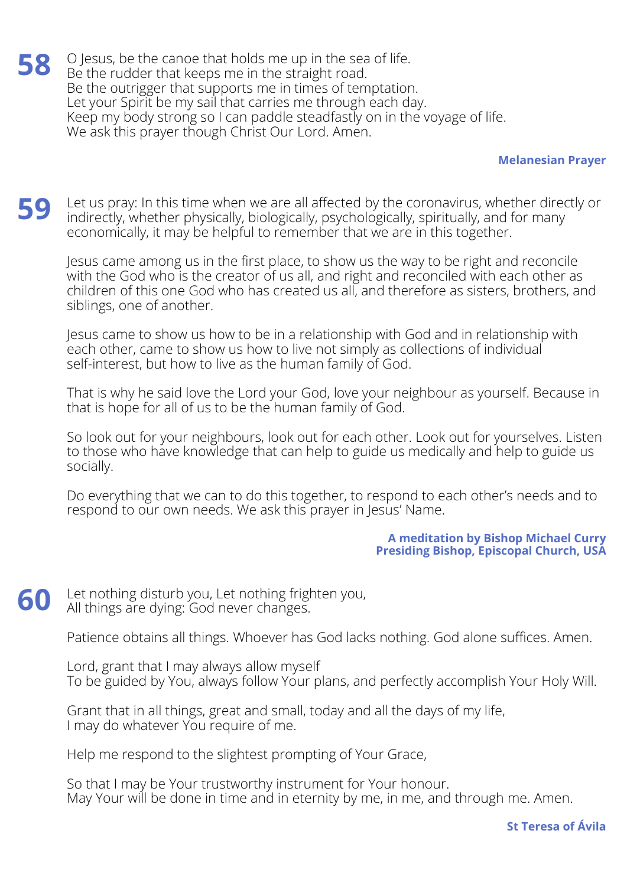**58** O Jesus, be the canoe that holds me up in the sea of life.
Be the rudder that keeps me in the straight road.
Be the outrigger that supports me in times of temptation.
Let your Spirit be my sail that carries me through each day.
Keep my body strong so I can paddle steadfastly on in the voyage of life.
We ask this prayer though Christ Our Lord. Amen.

**Melanesian Prayer**

**59** Let us pray: In this time when we are all affected by the coronavirus, whether directly or indirectly, whether physically, biologically, psychologically, spiritually, and for many economically, it may be helpful to remember that we are in this together.

Jesus came among us in the first place, to show us the way to be right and reconcile with the God who is the creator of us all, and right and reconciled with each other as children of this one God who has created us all, and therefore as sisters, brothers, and siblings, one of another.

Jesus came to show us how to be in a relationship with God and in relationship with each other, came to show us how to live not simply as collections of individual self-interest, but how to live as the human family of God.

That is why he said love the Lord your God, love your neighbour as yourself. Because in that is hope for all of us to be the human family of God.

So look out for your neighbours, look out for each other. Look out for yourselves. Listen to those who have knowledge that can help to guide us medically and help to guide us socially.

Do everything that we can to do this together, to respond to each other's needs and to respond to our own needs. We ask this prayer in Jesus' Name.

**A meditation by Bishop Michael Curry**
**Presiding Bishop, Episcopal Church, USA**

**60** Let nothing disturb you, Let nothing frighten you,
All things are dying: God never changes.

Patience obtains all things. Whoever has God lacks nothing. God alone suffices. Amen.

Lord, grant that I may always allow myself
To be guided by You, always follow Your plans, and perfectly accomplish Your Holy Will.

Grant that in all things, great and small, today and all the days of my life,
I may do whatever You require of me.

Help me respond to the slightest prompting of Your Grace,

So that I may be Your trustworthy instrument for Your honour.
May Your will be done in time and in eternity by me, in me, and through me. Amen.

**St Teresa of Ávila**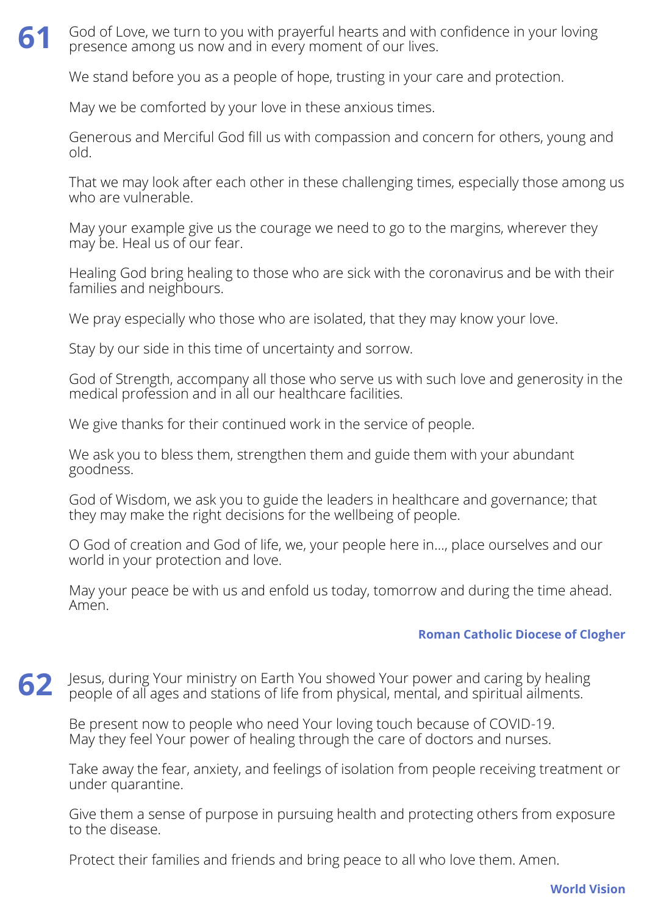## 61

God of Love, we turn to you with prayerful hearts and with confidence in your loving presence among us now and in every moment of our lives.

We stand before you as a people of hope, trusting in your care and protection.

May we be comforted by your love in these anxious times.

Generous and Merciful God fill us with compassion and concern for others, young and old.

That we may look after each other in these challenging times, especially those among us who are vulnerable.

May your example give us the courage we need to go to the margins, wherever they may be. Heal us of our fear.

Healing God bring healing to those who are sick with the coronavirus and be with their families and neighbours.

We pray especially who those who are isolated, that they may know your love.

Stay by our side in this time of uncertainty and sorrow.

God of Strength, accompany all those who serve us with such love and generosity in the medical profession and in all our healthcare facilities.

We give thanks for their continued work in the service of people.

We ask you to bless them, strengthen them and guide them with your abundant goodness.

God of Wisdom, we ask you to guide the leaders in healthcare and governance; that they may make the right decisions for the wellbeing of people.

O God of creation and God of life, we, your people here in…, place ourselves and our world in your protection and love.

May your peace be with us and enfold us today, tomorrow and during the time ahead. Amen.

**Roman Catholic Diocese of Clogher**

## 62

Jesus, during Your ministry on Earth You showed Your power and caring by healing people of all ages and stations of life from physical, mental, and spiritual ailments.

Be present now to people who need Your loving touch because of COVID-19.
May they feel Your power of healing through the care of doctors and nurses.

Take away the fear, anxiety, and feelings of isolation from people receiving treatment or under quarantine.

Give them a sense of purpose in pursuing health and protecting others from exposure to the disease.

Protect their families and friends and bring peace to all who love them. Amen.

**World Vision**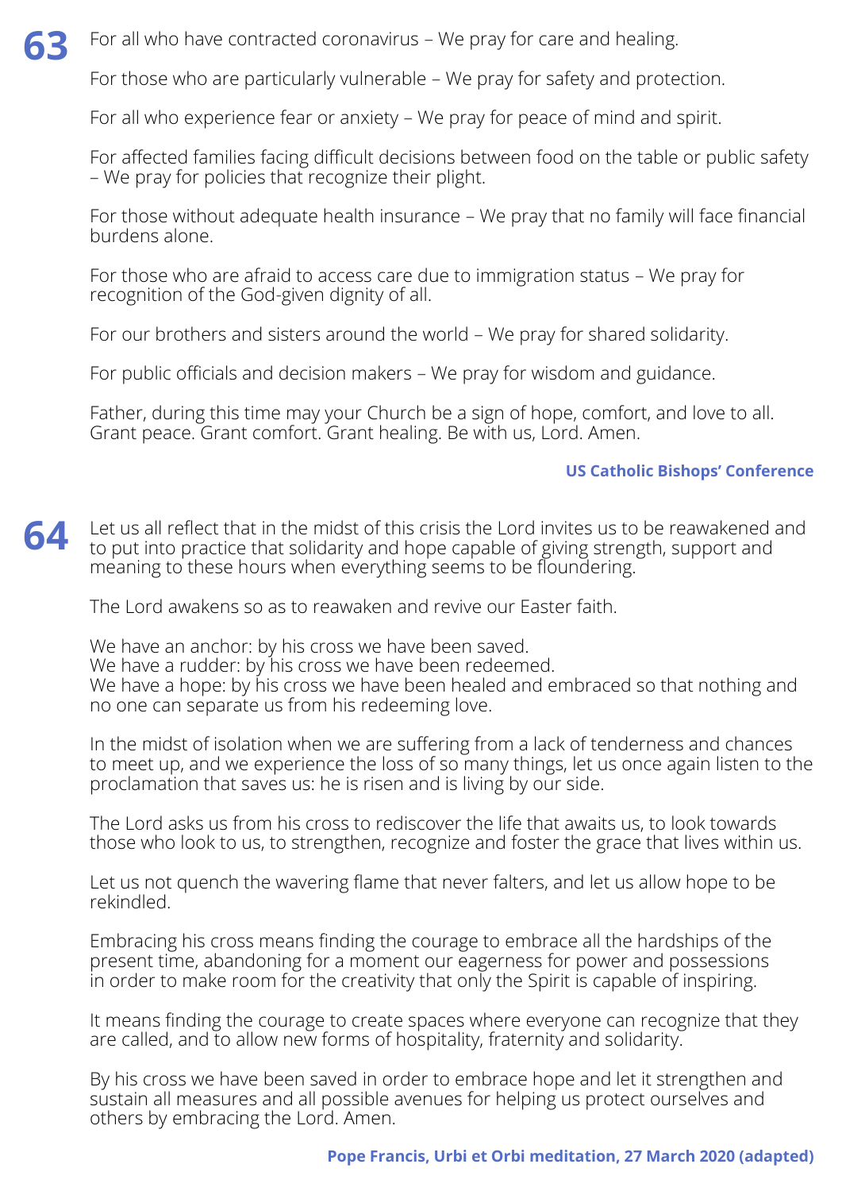## 63

For all who have contracted coronavirus – We pray for care and healing.

For those who are particularly vulnerable – We pray for safety and protection.

For all who experience fear or anxiety – We pray for peace of mind and spirit.

For affected families facing difficult decisions between food on the table or public safety – We pray for policies that recognize their plight.

For those without adequate health insurance – We pray that no family will face financial burdens alone.

For those who are afraid to access care due to immigration status – We pray for recognition of the God-given dignity of all.

For our brothers and sisters around the world – We pray for shared solidarity.

For public officials and decision makers – We pray for wisdom and guidance.

Father, during this time may your Church be a sign of hope, comfort, and love to all. Grant peace. Grant comfort. Grant healing. Be with us, Lord. Amen.

**US Catholic Bishops' Conference**

## 64

Let us all reflect that in the midst of this crisis the Lord invites us to be reawakened and to put into practice that solidarity and hope capable of giving strength, support and meaning to these hours when everything seems to be floundering.

The Lord awakens so as to reawaken and revive our Easter faith.

We have an anchor: by his cross we have been saved.
We have a rudder: by his cross we have been redeemed.
We have a hope: by his cross we have been healed and embraced so that nothing and no one can separate us from his redeeming love.

In the midst of isolation when we are suffering from a lack of tenderness and chances to meet up, and we experience the loss of so many things, let us once again listen to the proclamation that saves us: he is risen and is living by our side.

The Lord asks us from his cross to rediscover the life that awaits us, to look towards those who look to us, to strengthen, recognize and foster the grace that lives within us.

Let us not quench the wavering flame that never falters, and let us allow hope to be rekindled.

Embracing his cross means finding the courage to embrace all the hardships of the present time, abandoning for a moment our eagerness for power and possessions in order to make room for the creativity that only the Spirit is capable of inspiring.

It means finding the courage to create spaces where everyone can recognize that they are called, and to allow new forms of hospitality, fraternity and solidarity.

By his cross we have been saved in order to embrace hope and let it strengthen and sustain all measures and all possible avenues for helping us protect ourselves and others by embracing the Lord. Amen.

**Pope Francis, Urbi et Orbi meditation, 27 March 2020 (adapted)**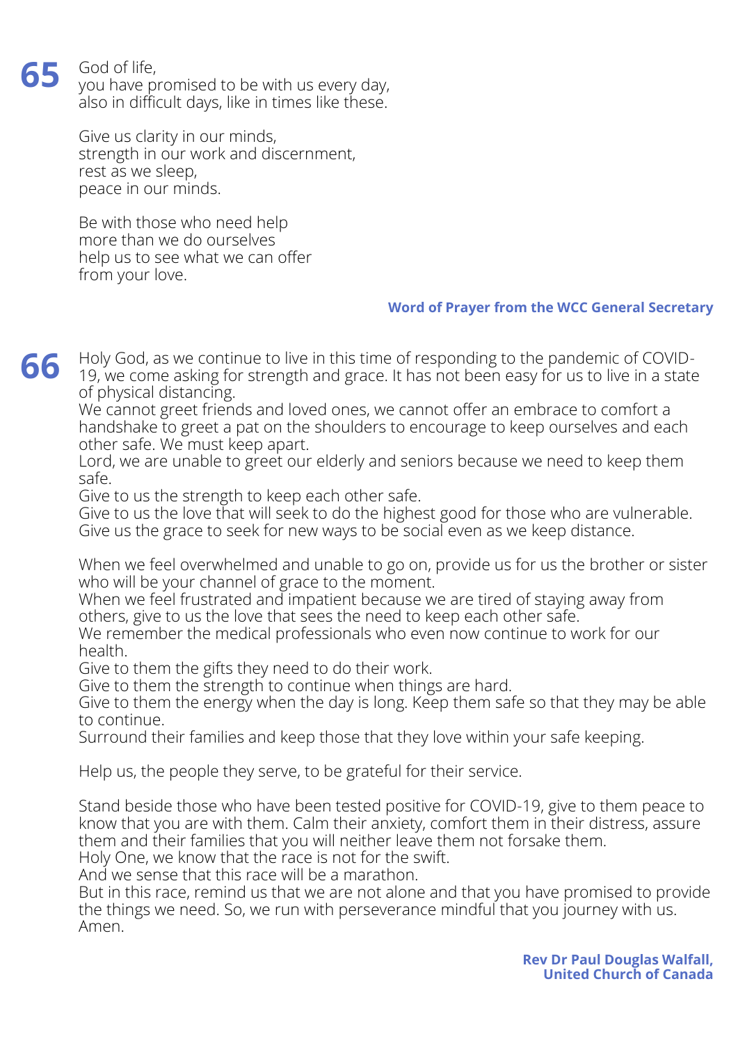**65**

God of life,
you have promised to be with us every day,
also in difficult days, like in times like these.

Give us clarity in our minds,
strength in our work and discernment,
rest as we sleep,
peace in our minds.

Be with those who need help
more than we do ourselves
help us to see what we can offer
from your love.

**Word of Prayer from the WCC General Secretary**

**66**

Holy God, as we continue to live in this time of responding to the pandemic of COVID-19, we come asking for strength and grace. It has not been easy for us to live in a state of physical distancing.
We cannot greet friends and loved ones, we cannot offer an embrace to comfort a handshake to greet a pat on the shoulders to encourage to keep ourselves and each other safe. We must keep apart.
Lord, we are unable to greet our elderly and seniors because we need to keep them safe.
Give to us the strength to keep each other safe.
Give to us the love that will seek to do the highest good for those who are vulnerable.
Give us the grace to seek for new ways to be social even as we keep distance.

When we feel overwhelmed and unable to go on, provide us for us the brother or sister who will be your channel of grace to the moment.
When we feel frustrated and impatient because we are tired of staying away from others, give to us the love that sees the need to keep each other safe.
We remember the medical professionals who even now continue to work for our health.
Give to them the gifts they need to do their work.
Give to them the strength to continue when things are hard.
Give to them the energy when the day is long. Keep them safe so that they may be able to continue.
Surround their families and keep those that they love within your safe keeping.

Help us, the people they serve, to be grateful for their service.

Stand beside those who have been tested positive for COVID-19, give to them peace to know that you are with them. Calm their anxiety, comfort them in their distress, assure them and their families that you will neither leave them not forsake them.
Holy One, we know that the race is not for the swift.
And we sense that this race will be a marathon.
But in this race, remind us that we are not alone and that you have promised to provide the things we need. So, we run with perseverance mindful that you journey with us.
Amen.

**Rev Dr Paul Douglas Walfall,**
**United Church of Canada**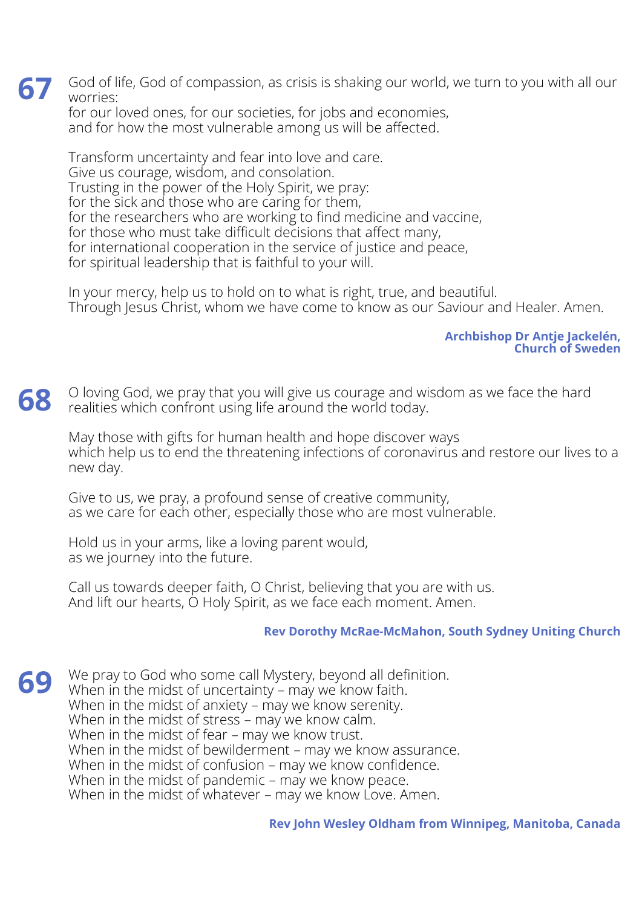**67**

God of life, God of compassion, as crisis is shaking our world, we turn to you with all our worries:
for our loved ones, for our societies, for jobs and economies,
and for how the most vulnerable among us will be affected.

Transform uncertainty and fear into love and care.
Give us courage, wisdom, and consolation.
Trusting in the power of the Holy Spirit, we pray:
for the sick and those who are caring for them,
for the researchers who are working to find medicine and vaccine,
for those who must take difficult decisions that affect many,
for international cooperation in the service of justice and peace,
for spiritual leadership that is faithful to your will.

In your mercy, help us to hold on to what is right, true, and beautiful.
Through Jesus Christ, whom we have come to know as our Saviour and Healer. Amen.

**Archbishop Dr Antje Jackelén, Church of Sweden**

**68**

O loving God, we pray that you will give us courage and wisdom as we face the hard realities which confront using life around the world today.

May those with gifts for human health and hope discover ways
which help us to end the threatening infections of coronavirus and restore our lives to a new day.

Give to us, we pray, a profound sense of creative community,
as we care for each other, especially those who are most vulnerable.

Hold us in your arms, like a loving parent would,
as we journey into the future.

Call us towards deeper faith, O Christ, believing that you are with us.
And lift our hearts, O Holy Spirit, as we face each moment. Amen.

**Rev Dorothy McRae-McMahon, South Sydney Uniting Church**

**69**

We pray to God who some call Mystery, beyond all definition.
When in the midst of uncertainty – may we know faith.
When in the midst of anxiety – may we know serenity.
When in the midst of stress – may we know calm.
When in the midst of fear – may we know trust.
When in the midst of bewilderment – may we know assurance.
When in the midst of confusion – may we know confidence.
When in the midst of pandemic – may we know peace.
When in the midst of whatever – may we know Love. Amen.

**Rev John Wesley Oldham from Winnipeg, Manitoba, Canada**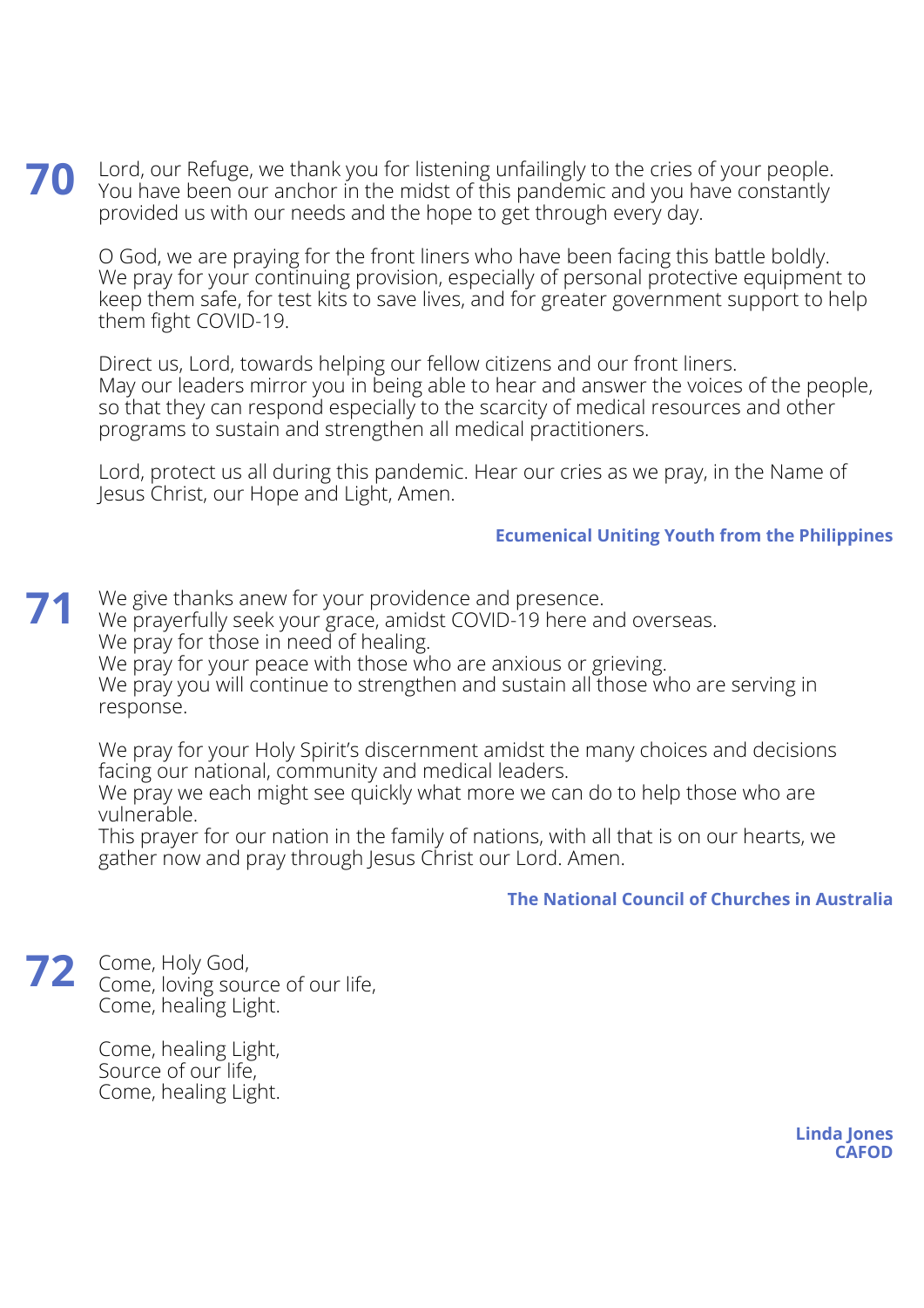**70**

Lord, our Refuge, we thank you for listening unfailingly to the cries of your people. You have been our anchor in the midst of this pandemic and you have constantly provided us with our needs and the hope to get through every day.

O God, we are praying for the front liners who have been facing this battle boldly. We pray for your continuing provision, especially of personal protective equipment to keep them safe, for test kits to save lives, and for greater government support to help them fight COVID-19.

Direct us, Lord, towards helping our fellow citizens and our front liners. May our leaders mirror you in being able to hear and answer the voices of the people, so that they can respond especially to the scarcity of medical resources and other programs to sustain and strengthen all medical practitioners.

Lord, protect us all during this pandemic. Hear our cries as we pray, in the Name of Jesus Christ, our Hope and Light, Amen.

**Ecumenical Uniting Youth from the Philippines**

**71**

We give thanks anew for your providence and presence.
We prayerfully seek your grace, amidst COVID-19 here and overseas.
We pray for those in need of healing.
We pray for your peace with those who are anxious or grieving.
We pray you will continue to strengthen and sustain all those who are serving in response.

We pray for your Holy Spirit's discernment amidst the many choices and decisions facing our national, community and medical leaders.
We pray we each might see quickly what more we can do to help those who are vulnerable.
This prayer for our nation in the family of nations, with all that is on our hearts, we gather now and pray through Jesus Christ our Lord. Amen.

**The National Council of Churches in Australia**

**72**

Come, Holy God,
Come, loving source of our life,
Come, healing Light.

Come, healing Light,
Source of our life,
Come, healing Light.

**Linda Jones**
**CAFOD**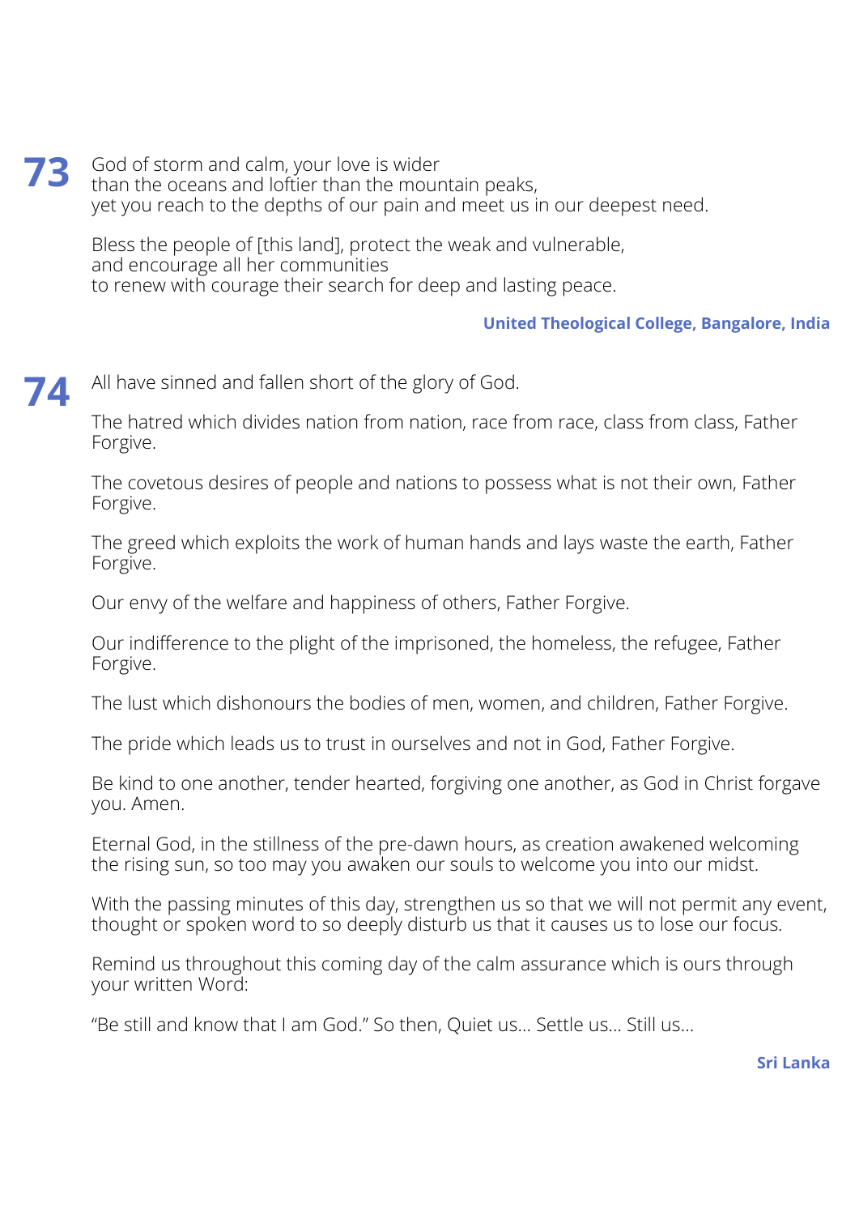**73** God of storm and calm, your love is wider
than the oceans and loftier than the mountain peaks,
yet you reach to the depths of our pain and meet us in our deepest need.

Bless the people of [this land], protect the weak and vulnerable,
and encourage all her communities
to renew with courage their search for deep and lasting peace.

**United Theological College, Bangalore, India**

**74** All have sinned and fallen short of the glory of God.

The hatred which divides nation from nation, race from race, class from class, Father Forgive.

The covetous desires of people and nations to possess what is not their own, Father Forgive.

The greed which exploits the work of human hands and lays waste the earth, Father Forgive.

Our envy of the welfare and happiness of others, Father Forgive.

Our indifference to the plight of the imprisoned, the homeless, the refugee, Father Forgive.

The lust which dishonours the bodies of men, women, and children, Father Forgive.

The pride which leads us to trust in ourselves and not in God, Father Forgive.

Be kind to one another, tender hearted, forgiving one another, as God in Christ forgave you. Amen.

Eternal God, in the stillness of the pre-dawn hours, as creation awakened welcoming the rising sun, so too may you awaken our souls to welcome you into our midst.

With the passing minutes of this day, strengthen us so that we will not permit any event, thought or spoken word to so deeply disturb us that it causes us to lose our focus.

Remind us throughout this coming day of the calm assurance which is ours through your written Word:

“Be still and know that I am God.” So then, Quiet us… Settle us… Still us…

**Sri Lanka**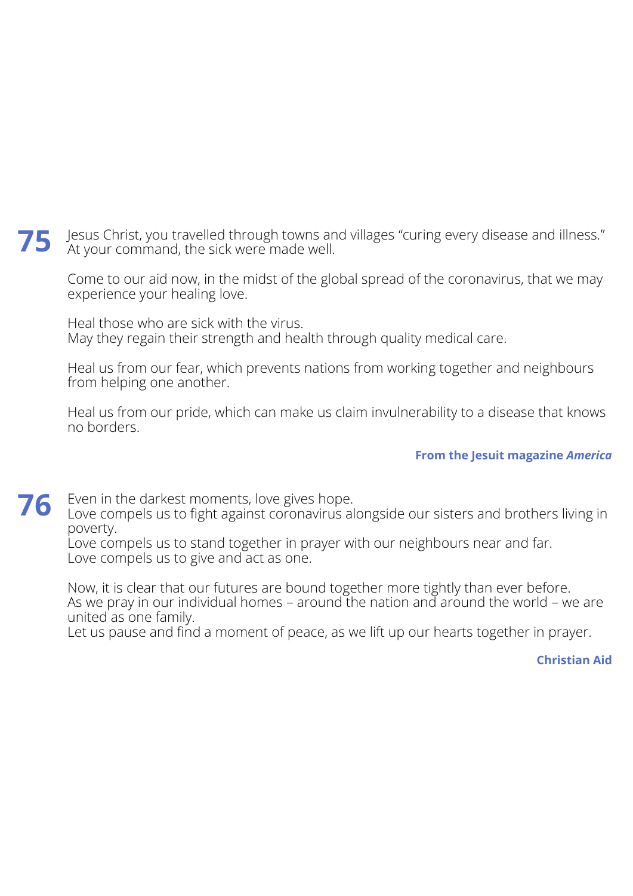**75** Jesus Christ, you travelled through towns and villages "curing every disease and illness." At your command, the sick were made well.

Come to our aid now, in the midst of the global spread of the coronavirus, that we may experience your healing love.

Heal those who are sick with the virus.
May they regain their strength and health through quality medical care.

Heal us from our fear, which prevents nations from working together and neighbours from helping one another.

Heal us from our pride, which can make us claim invulnerability to a disease that knows no borders.

**From the Jesuit magazine *America***

**76** Even in the darkest moments, love gives hope.
Love compels us to fight against coronavirus alongside our sisters and brothers living in poverty.
Love compels us to stand together in prayer with our neighbours near and far.
Love compels us to give and act as one.

Now, it is clear that our futures are bound together more tightly than ever before.
As we pray in our individual homes – around the nation and around the world – we are united as one family.
Let us pause and find a moment of peace, as we lift up our hearts together in prayer.

**Christian Aid**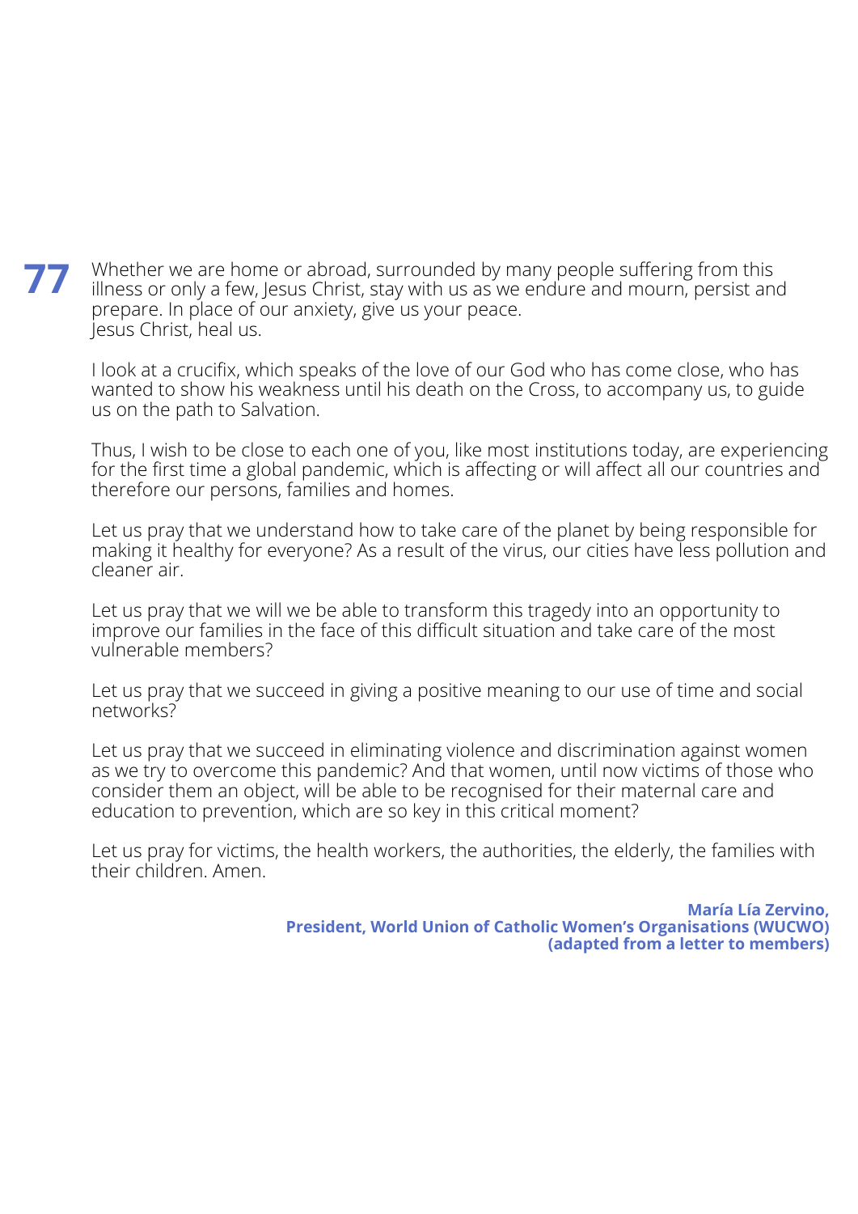**77** Whether we are home or abroad, surrounded by many people suffering from this illness or only a few, Jesus Christ, stay with us as we endure and mourn, persist and prepare. In place of our anxiety, give us your peace.
Jesus Christ, heal us.

I look at a crucifix, which speaks of the love of our God who has come close, who has wanted to show his weakness until his death on the Cross, to accompany us, to guide us on the path to Salvation.

Thus, I wish to be close to each one of you, like most institutions today, are experiencing for the first time a global pandemic, which is affecting or will affect all our countries and therefore our persons, families and homes.

Let us pray that we understand how to take care of the planet by being responsible for making it healthy for everyone? As a result of the virus, our cities have less pollution and cleaner air.

Let us pray that we will we be able to transform this tragedy into an opportunity to improve our families in the face of this difficult situation and take care of the most vulnerable members?

Let us pray that we succeed in giving a positive meaning to our use of time and social networks?

Let us pray that we succeed in eliminating violence and discrimination against women as we try to overcome this pandemic? And that women, until now victims of those who consider them an object, will be able to be recognised for their maternal care and education to prevention, which are so key in this critical moment?

Let us pray for victims, the health workers, the authorities, the elderly, the families with their children. Amen.

**María Lía Zervino,**
**President, World Union of Catholic Women's Organisations (WUCWO)**
**(adapted from a letter to members)**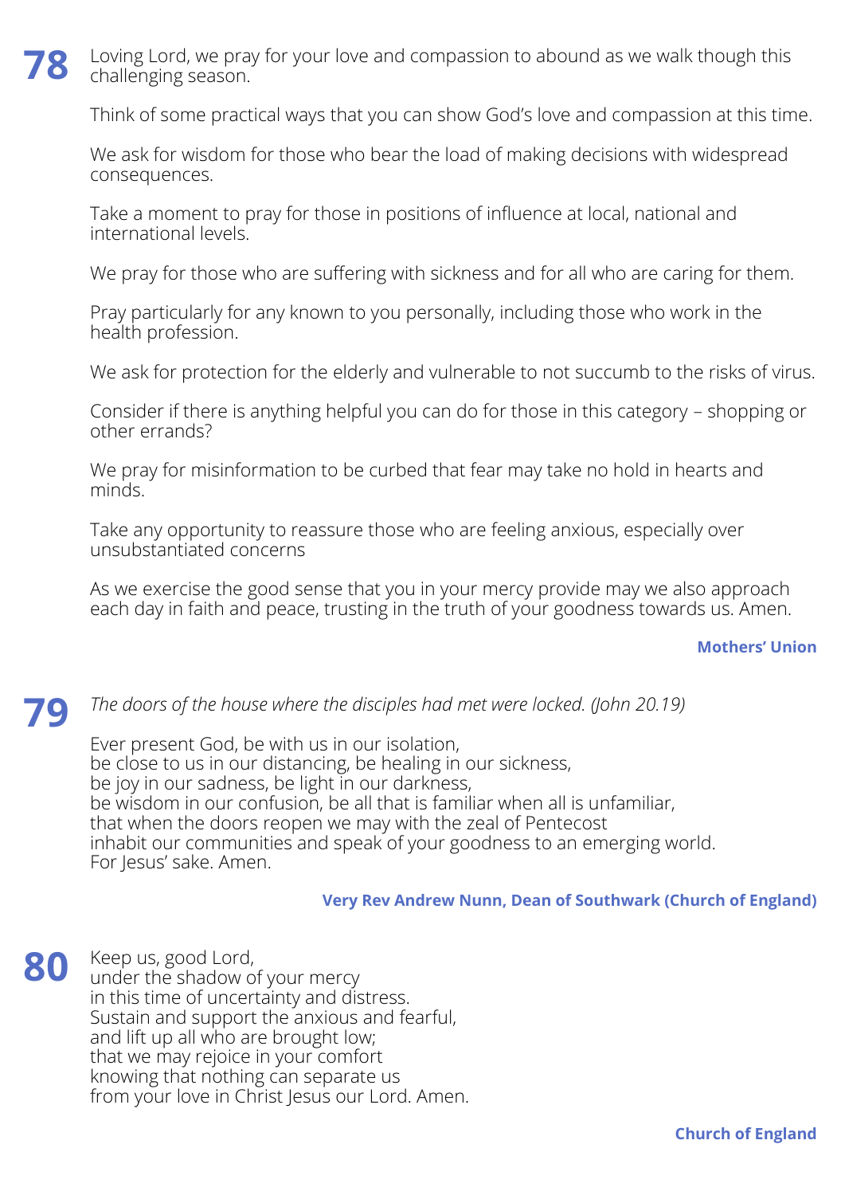**78** Loving Lord, we pray for your love and compassion to abound as we walk though this challenging season.

Think of some practical ways that you can show God's love and compassion at this time.

We ask for wisdom for those who bear the load of making decisions with widespread consequences.

Take a moment to pray for those in positions of influence at local, national and international levels.

We pray for those who are suffering with sickness and for all who are caring for them.

Pray particularly for any known to you personally, including those who work in the health profession.

We ask for protection for the elderly and vulnerable to not succumb to the risks of virus.

Consider if there is anything helpful you can do for those in this category – shopping or other errands?

We pray for misinformation to be curbed that fear may take no hold in hearts and minds.

Take any opportunity to reassure those who are feeling anxious, especially over unsubstantiated concerns

As we exercise the good sense that you in your mercy provide may we also approach each day in faith and peace, trusting in the truth of your goodness towards us. Amen.

**Mothers' Union**

**79** *The doors of the house where the disciples had met were locked. (John 20.19)*

Ever present God, be with us in our isolation,
be close to us in our distancing, be healing in our sickness,
be joy in our sadness, be light in our darkness,
be wisdom in our confusion, be all that is familiar when all is unfamiliar,
that when the doors reopen we may with the zeal of Pentecost
inhabit our communities and speak of your goodness to an emerging world.
For Jesus' sake. Amen.

**Very Rev Andrew Nunn, Dean of Southwark (Church of England)**

**80** Keep us, good Lord,
under the shadow of your mercy
in this time of uncertainty and distress.
Sustain and support the anxious and fearful,
and lift up all who are brought low;
that we may rejoice in your comfort
knowing that nothing can separate us
from your love in Christ Jesus our Lord. Amen.

**Church of England**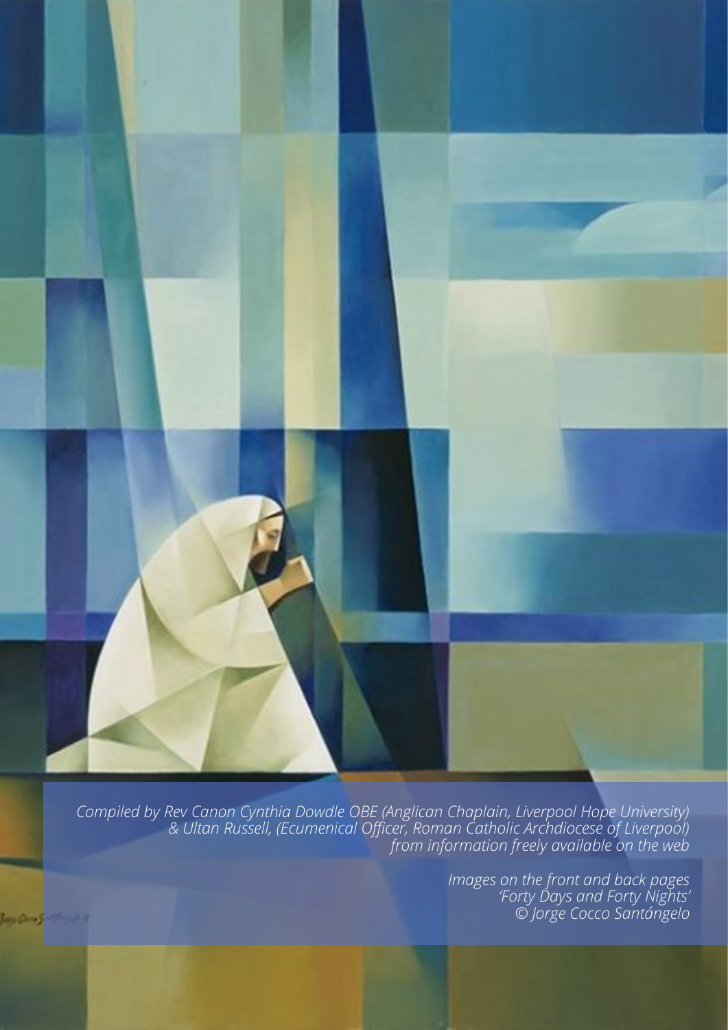*Compiled by Rev Canon Cynthia Dowdle OBE (Anglican Chaplain, Liverpool Hope University) & Ultan Russell, (Ecumenical Officer, Roman Catholic Archdiocese of Liverpool) from information freely available on the web*

*Images on the front and back pages 'Forty Days and Forty Nights' © Jorge Cocco Santángelo*